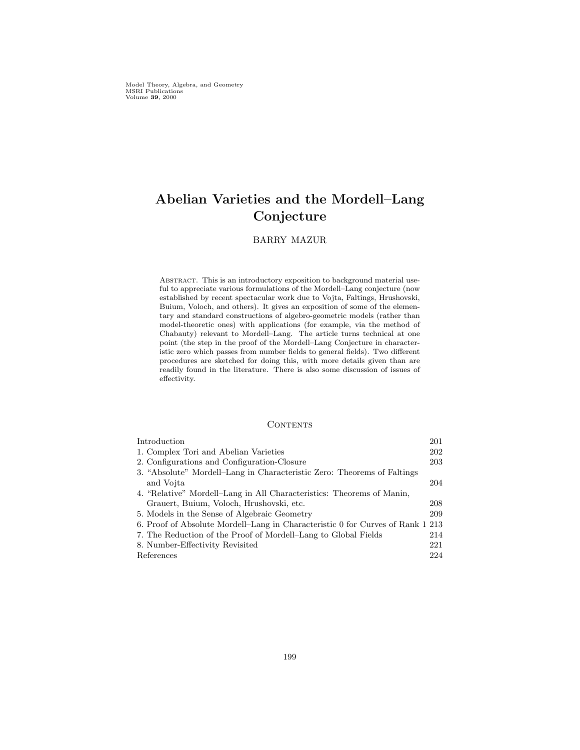Model Theory, Algebra, and Geometry
MSRI Publications
Volume **39**, 2000

# Abelian Varieties and the Mordell–Lang Conjecture

BARRY MAZUR

Abstract. This is an introductory exposition to background material useful to appreciate various formulations of the Mordell–Lang conjecture (now established by recent spectacular work due to Vojta, Faltings, Hrushovski, Buium, Voloch, and others). It gives an exposition of some of the elementary and standard constructions of algebro-geometric models (rather than model-theoretic ones) with applications (for example, via the method of Chabauty) relevant to Mordell–Lang. The article turns technical at one point (the step in the proof of the Mordell–Lang Conjecture in characteristic zero which passes from number fields to general fields). Two different procedures are sketched for doing this, with more details given than are readily found in the literature. There is also some discussion of issues of effectivity.

## Contents

| | |
|---|---|
| Introduction | 201 |
| 1. Complex Tori and Abelian Varieties | 202 |
| 2. Configurations and Configuration-Closure | 203 |
| 3. "Absolute" Mordell–Lang in Characteristic Zero: Theorems of Faltings and Vojta | 204 |
| 4. "Relative" Mordell–Lang in All Characteristics: Theorems of Manin, Grauert, Buium, Voloch, Hrushovski, etc. | 208 |
| 5. Models in the Sense of Algebraic Geometry | 209 |
| 6. Proof of Absolute Mordell–Lang in Characteristic 0 for Curves of Rank 1 | 213 |
| 7. The Reduction of the Proof of Mordell–Lang to Global Fields | 214 |
| 8. Number-Effectivity Revisited | 221 |
| References | 224 |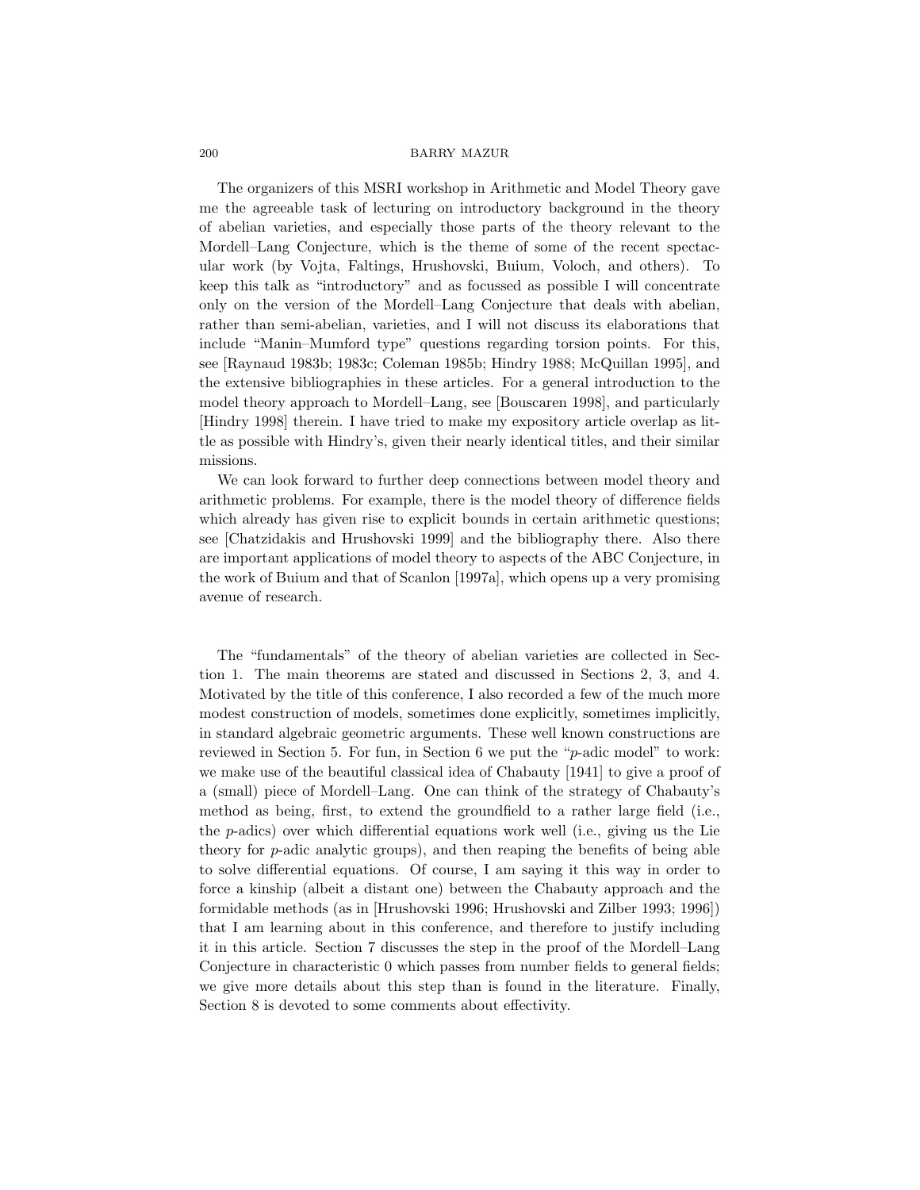The organizers of this MSRI workshop in Arithmetic and Model Theory gave me the agreeable task of lecturing on introductory background in the theory of abelian varieties, and especially those parts of the theory relevant to the Mordell–Lang Conjecture, which is the theme of some of the recent spectacular work (by Vojta, Faltings, Hrushovski, Buium, Voloch, and others). To keep this talk as "introductory" and as focussed as possible I will concentrate only on the version of the Mordell–Lang Conjecture that deals with abelian, rather than semi-abelian, varieties, and I will not discuss its elaborations that include "Manin–Mumford type" questions regarding torsion points. For this, see [Raynaud 1983b; 1983c; Coleman 1985b; Hindry 1988; McQuillan 1995], and the extensive bibliographies in these articles. For a general introduction to the model theory approach to Mordell–Lang, see [Bouscaren 1998], and particularly [Hindry 1998] therein. I have tried to make my expository article overlap as little as possible with Hindry's, given their nearly identical titles, and their similar missions.

We can look forward to further deep connections between model theory and arithmetic problems. For example, there is the model theory of difference fields which already has given rise to explicit bounds in certain arithmetic questions; see [Chatzidakis and Hrushovski 1999] and the bibliography there. Also there are important applications of model theory to aspects of the ABC Conjecture, in the work of Buium and that of Scanlon [1997a], which opens up a very promising avenue of research.

The "fundamentals" of the theory of abelian varieties are collected in Section 1. The main theorems are stated and discussed in Sections 2, 3, and 4. Motivated by the title of this conference, I also recorded a few of the much more modest construction of models, sometimes done explicitly, sometimes implicitly, in standard algebraic geometric arguments. These well known constructions are reviewed in Section 5. For fun, in Section 6 we put the "$p$-adic model" to work: we make use of the beautiful classical idea of Chabauty [1941] to give a proof of a (small) piece of Mordell–Lang. One can think of the strategy of Chabauty's method as being, first, to extend the groundfield to a rather large field (i.e., the $p$-adics) over which differential equations work well (i.e., giving us the Lie theory for $p$-adic analytic groups), and then reaping the benefits of being able to solve differential equations. Of course, I am saying it this way in order to force a kinship (albeit a distant one) between the Chabauty approach and the formidable methods (as in [Hrushovski 1996; Hrushovski and Zilber 1993; 1996]) that I am learning about in this conference, and therefore to justify including it in this article. Section 7 discusses the step in the proof of the Mordell–Lang Conjecture in characteristic 0 which passes from number fields to general fields; we give more details about this step than is found in the literature. Finally, Section 8 is devoted to some comments about effectivity.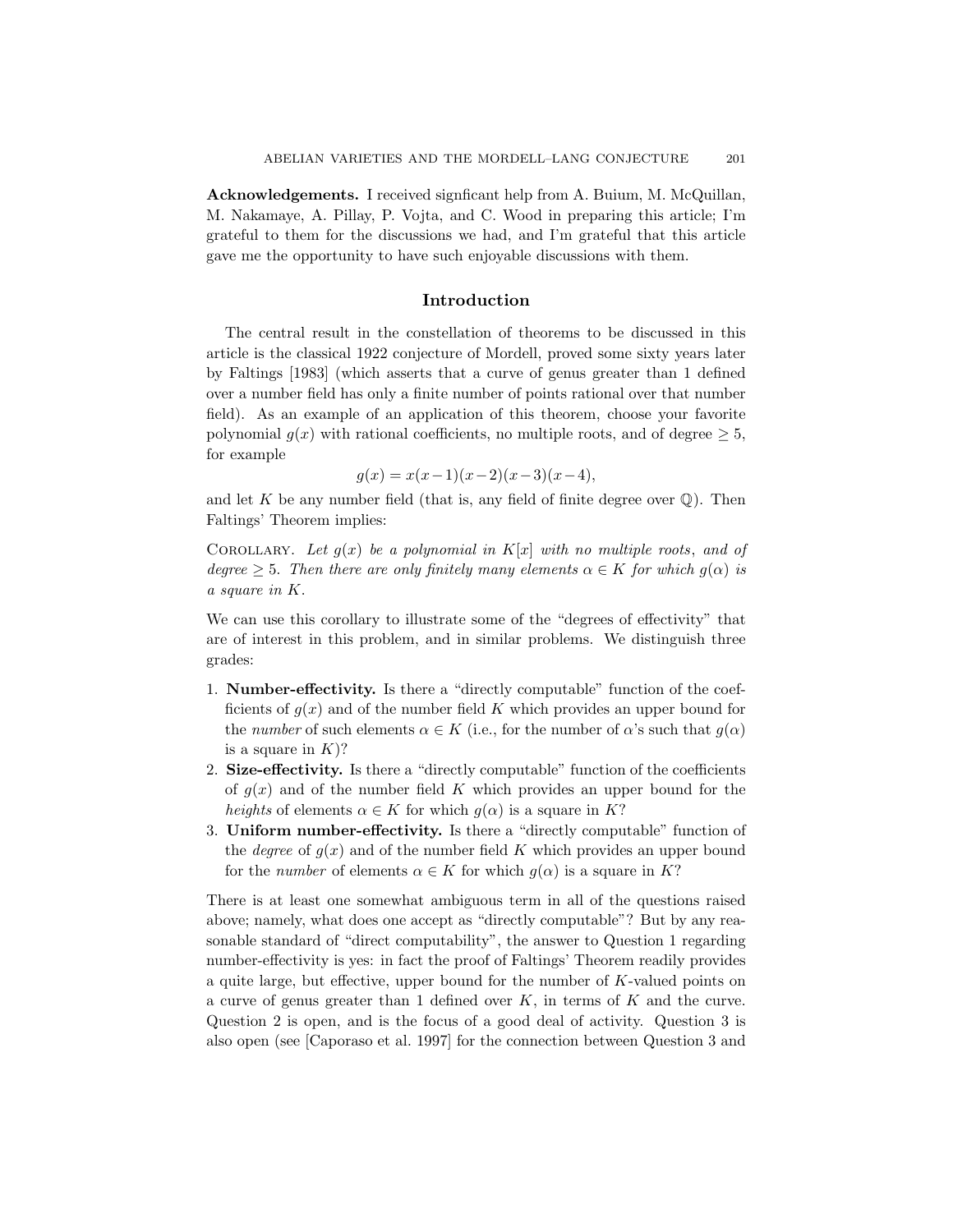**Acknowledgements.** I received signficant help from A. Buium, M. McQuillan, M. Nakamaye, A. Pillay, P. Vojta, and C. Wood in preparing this article; I'm grateful to them for the discussions we had, and I'm grateful that this article gave me the opportunity to have such enjoyable discussions with them.

## Introduction

The central result in the constellation of theorems to be discussed in this article is the classical 1922 conjecture of Mordell, proved some sixty years later by Faltings [1983] (which asserts that a curve of genus greater than 1 defined over a number field has only a finite number of points rational over that number field). As an example of an application of this theorem, choose your favorite polynomial $g(x)$ with rational coefficients, no multiple roots, and of degree $\geq 5$, for example

$$g(x) = x(x-1)(x-2)(x-3)(x-4),$$

and let $K$ be any number field (that is, any field of finite degree over $\mathbb{Q}$). Then Faltings' Theorem implies:

Corollary. *Let $g(x)$ be a polynomial in $K[x]$ with no multiple roots, and of degree $\geq 5$. Then there are only finitely many elements $\alpha \in K$ for which $g(\alpha)$ is a square in $K$.*

We can use this corollary to illustrate some of the "degrees of effectivity" that are of interest in this problem, and in similar problems. We distinguish three grades:

1. **Number-effectivity.** Is there a "directly computable" function of the coefficients of $g(x)$ and of the number field $K$ which provides an upper bound for the *number* of such elements $\alpha \in K$ (i.e., for the number of $\alpha$'s such that $g(\alpha)$ is a square in $K$)?
2. **Size-effectivity.** Is there a "directly computable" function of the coefficients of $g(x)$ and of the number field $K$ which provides an upper bound for the *heights* of elements $\alpha \in K$ for which $g(\alpha)$ is a square in $K$?
3. **Uniform number-effectivity.** Is there a "directly computable" function of the *degree* of $g(x)$ and of the number field $K$ which provides an upper bound for the *number* of elements $\alpha \in K$ for which $g(\alpha)$ is a square in $K$?

There is at least one somewhat ambiguous term in all of the questions raised above; namely, what does one accept as "directly computable"? But by any reasonable standard of "direct computability", the answer to Question 1 regarding number-effectivity is yes: in fact the proof of Faltings' Theorem readily provides a quite large, but effective, upper bound for the number of $K$-valued points on a curve of genus greater than 1 defined over $K$, in terms of $K$ and the curve. Question 2 is open, and is the focus of a good deal of activity. Question 3 is also open (see [Caporaso et al. 1997] for the connection between Question 3 and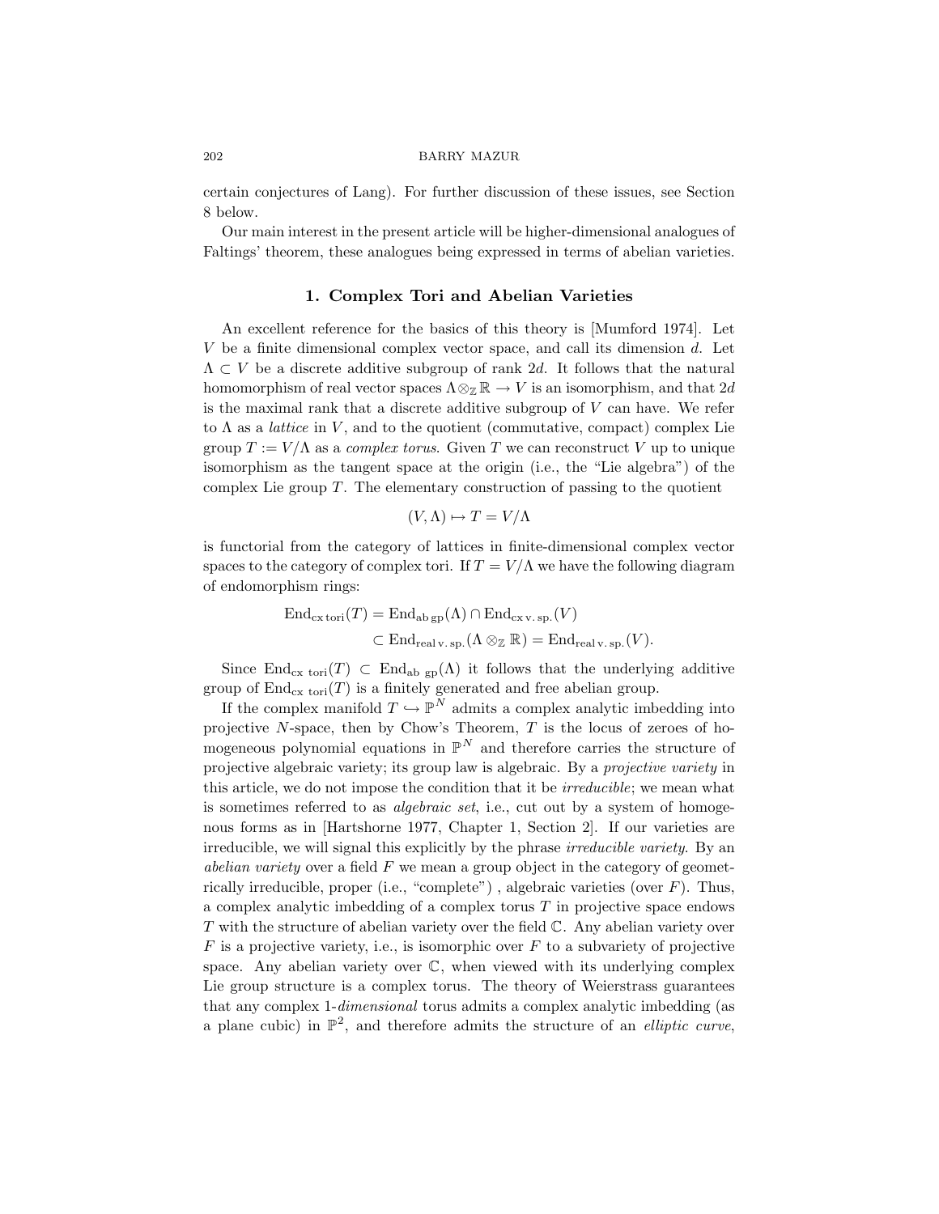certain conjectures of Lang). For further discussion of these issues, see Section 8 below.

Our main interest in the present article will be higher-dimensional analogues of Faltings' theorem, these analogues being expressed in terms of abelian varieties.

## 1. Complex Tori and Abelian Varieties

An excellent reference for the basics of this theory is [Mumford 1974]. Let $V$ be a finite dimensional complex vector space, and call its dimension $d$. Let $\Lambda \subset V$ be a discrete additive subgroup of rank $2d$. It follows that the natural homomorphism of real vector spaces $\Lambda \otimes_{\mathbb{Z}} \mathbb{R} \to V$ is an isomorphism, and that $2d$ is the maximal rank that a discrete additive subgroup of $V$ can have. We refer to $\Lambda$ as a *lattice* in $V$, and to the quotient (commutative, compact) complex Lie group $T := V/\Lambda$ as a *complex torus*. Given $T$ we can reconstruct $V$ up to unique isomorphism as the tangent space at the origin (i.e., the "Lie algebra") of the complex Lie group $T$. The elementary construction of passing to the quotient

$$(V, \Lambda) \mapsto T = V/\Lambda$$

is functorial from the category of lattices in finite-dimensional complex vector spaces to the category of complex tori. If $T = V/\Lambda$ we have the following diagram of endomorphism rings:

$$\begin{aligned}\mathrm{End}_{\mathrm{cx\,tori}}(T) &= \mathrm{End}_{\mathrm{ab\,gp}}(\Lambda) \cap \mathrm{End}_{\mathrm{cx\,v.\,sp.}}(V)\\ &\subset \mathrm{End}_{\mathrm{real\,v.\,sp.}}(\Lambda \otimes_{\mathbb{Z}} \mathbb{R}) = \mathrm{End}_{\mathrm{real\,v.\,sp.}}(V).\end{aligned}$$

Since $\mathrm{End}_{\mathrm{cx\ tori}}(T) \subset \mathrm{End}_{\mathrm{ab\ gp}}(\Lambda)$ it follows that the underlying additive group of $\mathrm{End}_{\mathrm{cx\ tori}}(T)$ is a finitely generated and free abelian group.

If the complex manifold $T \hookrightarrow \mathbb{P}^N$ admits a complex analytic imbedding into projective $N$-space, then by Chow's Theorem, $T$ is the locus of zeroes of homogeneous polynomial equations in $\mathbb{P}^N$ and therefore carries the structure of projective algebraic variety; its group law is algebraic. By a *projective variety* in this article, we do not impose the condition that it be *irreducible*; we mean what is sometimes referred to as *algebraic set*, i.e., cut out by a system of homogenous forms as in [Hartshorne 1977, Chapter 1, Section 2]. If our varieties are irreducible, we will signal this explicitly by the phrase *irreducible variety*. By an *abelian variety* over a field $F$ we mean a group object in the category of geometrically irreducible, proper (i.e., "complete") , algebraic varieties (over $F$). Thus, a complex analytic imbedding of a complex torus $T$ in projective space endows $T$ with the structure of abelian variety over the field $\mathbb{C}$. Any abelian variety over $F$ is a projective variety, i.e., is isomorphic over $F$ to a subvariety of projective space. Any abelian variety over $\mathbb{C}$, when viewed with its underlying complex Lie group structure is a complex torus. The theory of Weierstrass guarantees that any complex 1-*dimensional* torus admits a complex analytic imbedding (as a plane cubic) in $\mathbb{P}^2$, and therefore admits the structure of an *elliptic curve*,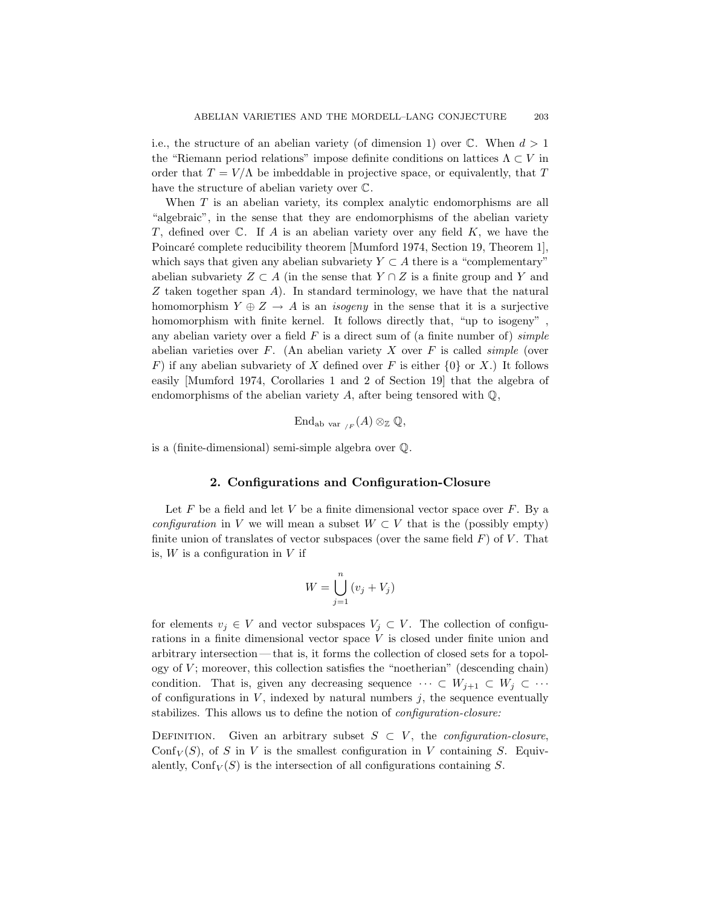i.e., the structure of an abelian variety (of dimension 1) over $\mathbb{C}$. When $d > 1$ the "Riemann period relations" impose definite conditions on lattices $\Lambda \subset V$ in order that $T = V/\Lambda$ be imbeddable in projective space, or equivalently, that $T$ have the structure of abelian variety over $\mathbb{C}$.

When $T$ is an abelian variety, its complex analytic endomorphisms are all "algebraic", in the sense that they are endomorphisms of the abelian variety $T$, defined over $\mathbb{C}$. If $A$ is an abelian variety over any field $K$, we have the Poincaré complete reducibility theorem [Mumford 1974, Section 19, Theorem 1], which says that given any abelian subvariety $Y \subset A$ there is a "complementary" abelian subvariety $Z \subset A$ (in the sense that $Y \cap Z$ is a finite group and $Y$ and $Z$ taken together span $A$). In standard terminology, we have that the natural homomorphism $Y \oplus Z \to A$ is an *isogeny* in the sense that it is a surjective homomorphism with finite kernel. It follows directly that, "up to isogeny" , any abelian variety over a field $F$ is a direct sum of (a finite number of) *simple* abelian varieties over $F$. (An abelian variety $X$ over $F$ is called *simple* (over $F$) if any abelian subvariety of $X$ defined over $F$ is either $\{0\}$ or $X$.) It follows easily [Mumford 1974, Corollaries 1 and 2 of Section 19] that the algebra of endomorphisms of the abelian variety $A$, after being tensored with $\mathbb{Q}$,

$$\mathrm{End}_{\text{ab var }_{/F}}(A) \otimes_{\mathbb{Z}} \mathbb{Q},$$

is a (finite-dimensional) semi-simple algebra over $\mathbb{Q}$.

## 2. Configurations and Configuration-Closure

Let $F$ be a field and let $V$ be a finite dimensional vector space over $F$. By a *configuration* in $V$ we will mean a subset $W \subset V$ that is the (possibly empty) finite union of translates of vector subspaces (over the same field $F$) of $V$. That is, $W$ is a configuration in $V$ if

$$W = \bigcup_{j=1}^{n} (v_j + V_j)$$

for elements $v_j \in V$ and vector subspaces $V_j \subset V$. The collection of configurations in a finite dimensional vector space $V$ is closed under finite union and arbitrary intersection — that is, it forms the collection of closed sets for a topology of $V$; moreover, this collection satisfies the "noetherian" (descending chain) condition. That is, given any decreasing sequence $\cdots \subset W_{j+1} \subset W_j \subset \cdots$ of configurations in $V$, indexed by natural numbers $j$, the sequence eventually stabilizes. This allows us to define the notion of *configuration-closure:*

Definition. Given an arbitrary subset $S \subset V$, the *configuration-closure*, $\mathrm{Conf}_V(S)$, of $S$ in $V$ is the smallest configuration in $V$ containing $S$. Equivalently, $\mathrm{Conf}_V(S)$ is the intersection of all configurations containing $S$.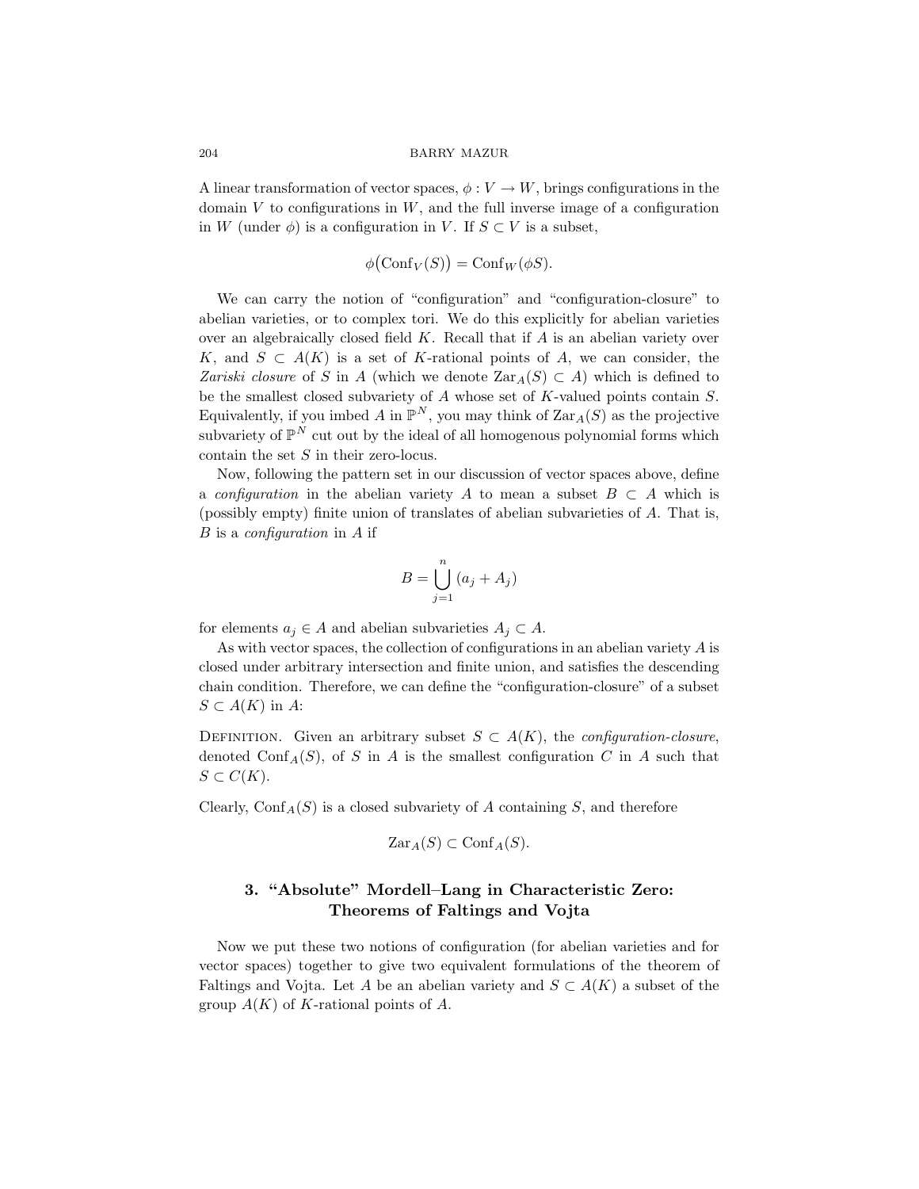A linear transformation of vector spaces, $\phi : V \to W$, brings configurations in the domain $V$ to configurations in $W$, and the full inverse image of a configuration in $W$ (under $\phi$) is a configuration in $V$. If $S \subset V$ is a subset,

$$\phi\big(\mathrm{Conf}_V(S)\big) = \mathrm{Conf}_W(\phi S).$$

We can carry the notion of "configuration" and "configuration-closure" to abelian varieties, or to complex tori. We do this explicitly for abelian varieties over an algebraically closed field $K$. Recall that if $A$ is an abelian variety over $K$, and $S \subset A(K)$ is a set of $K$-rational points of $A$, we can consider, the *Zariski closure* of $S$ in $A$ (which we denote $\mathrm{Zar}_A(S) \subset A$) which is defined to be the smallest closed subvariety of $A$ whose set of $K$-valued points contain $S$. Equivalently, if you imbed $A$ in $\mathbb{P}^N$, you may think of $\mathrm{Zar}_A(S)$ as the projective subvariety of $\mathbb{P}^N$ cut out by the ideal of all homogenous polynomial forms which contain the set $S$ in their zero-locus.

Now, following the pattern set in our discussion of vector spaces above, define a *configuration* in the abelian variety $A$ to mean a subset $B \subset A$ which is (possibly empty) finite union of translates of abelian subvarieties of $A$. That is, $B$ is a *configuration* in $A$ if

$$B = \bigcup_{j=1}^{n} (a_j + A_j)$$

for elements $a_j \in A$ and abelian subvarieties $A_j \subset A$.

As with vector spaces, the collection of configurations in an abelian variety $A$ is closed under arbitrary intersection and finite union, and satisfies the descending chain condition. Therefore, we can define the "configuration-closure" of a subset $S \subset A(K)$ in $A$:

Definition. Given an arbitrary subset $S \subset A(K)$, the *configuration-closure*, denoted $\mathrm{Conf}_A(S)$, of $S$ in $A$ is the smallest configuration $C$ in $A$ such that $S \subset C(K)$.

Clearly, $\mathrm{Conf}_A(S)$ is a closed subvariety of $A$ containing $S$, and therefore

$$\mathrm{Zar}_A(S) \subset \mathrm{Conf}_A(S).$$

## 3. "Absolute" Mordell–Lang in Characteristic Zero: Theorems of Faltings and Vojta

Now we put these two notions of configuration (for abelian varieties and for vector spaces) together to give two equivalent formulations of the theorem of Faltings and Vojta. Let $A$ be an abelian variety and $S \subset A(K)$ a subset of the group $A(K)$ of $K$-rational points of $A$.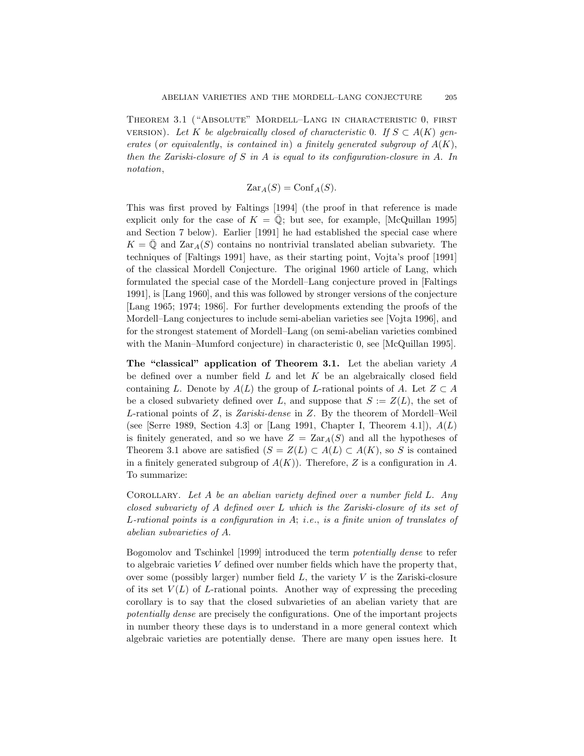**Theorem 3.1** ("Absolute" Mordell–Lang in characteristic 0, first version). *Let $K$ be algebraically closed of characteristic 0. If $S \subset A(K)$ generates (or equivalently, is contained in) a finitely generated subgroup of $A(K)$, then the Zariski-closure of $S$ in $A$ is equal to its configuration-closure in $A$. In notation,*

$$\mathrm{Zar}_A(S) = \mathrm{Conf}_A(S).$$

This was first proved by Faltings [1994] (the proof in that reference is made explicit only for the case of $K = \bar{\mathbb{Q}}$; but see, for example, [McQuillan 1995] and Section 7 below). Earlier [1991] he had established the special case where $K = \bar{\mathbb{Q}}$ and $\mathrm{Zar}_A(S)$ contains no nontrivial translated abelian subvariety. The techniques of [Faltings 1991] have, as their starting point, Vojta's proof [1991] of the classical Mordell Conjecture. The original 1960 article of Lang, which formulated the special case of the Mordell–Lang conjecture proved in [Faltings 1991], is [Lang 1960], and this was followed by stronger versions of the conjecture [Lang 1965; 1974; 1986]. For further developments extending the proofs of the Mordell–Lang conjectures to include semi-abelian varieties see [Vojta 1996], and for the strongest statement of Mordell–Lang (on semi-abelian varieties combined with the Manin–Mumford conjecture) in characteristic 0, see [McQuillan 1995].

**The "classical" application of Theorem 3.1.** Let the abelian variety $A$ be defined over a number field $L$ and let $K$ be an algebraically closed field containing $L$. Denote by $A(L)$ the group of $L$-rational points of $A$. Let $Z \subset A$ be a closed subvariety defined over $L$, and suppose that $S := Z(L)$, the set of $L$-rational points of $Z$, is *Zariski-dense* in $Z$. By the theorem of Mordell–Weil (see [Serre 1989, Section 4.3] or [Lang 1991, Chapter I, Theorem 4.1]), $A(L)$ is finitely generated, and so we have $Z = \mathrm{Zar}_A(S)$ and all the hypotheses of Theorem 3.1 above are satisfied ($S = Z(L) \subset A(L) \subset A(K)$, so $S$ is contained in a finitely generated subgroup of $A(K)$). Therefore, $Z$ is a configuration in $A$. To summarize:

**Corollary.** *Let $A$ be an abelian variety defined over a number field $L$. Any closed subvariety of $A$ defined over $L$ which is the Zariski-closure of its set of $L$-rational points is a configuration in $A$; i.e., is a finite union of translates of abelian subvarieties of $A$.*

Bogomolov and Tschinkel [1999] introduced the term *potentially dense* to refer to algebraic varieties $V$ defined over number fields which have the property that, over some (possibly larger) number field $L$, the variety $V$ is the Zariski-closure of its set $V(L)$ of $L$-rational points. Another way of expressing the preceding corollary is to say that the closed subvarieties of an abelian variety that are *potentially dense* are precisely the configurations. One of the important projects in number theory these days is to understand in a more general context which algebraic varieties are potentially dense. There are many open issues here. It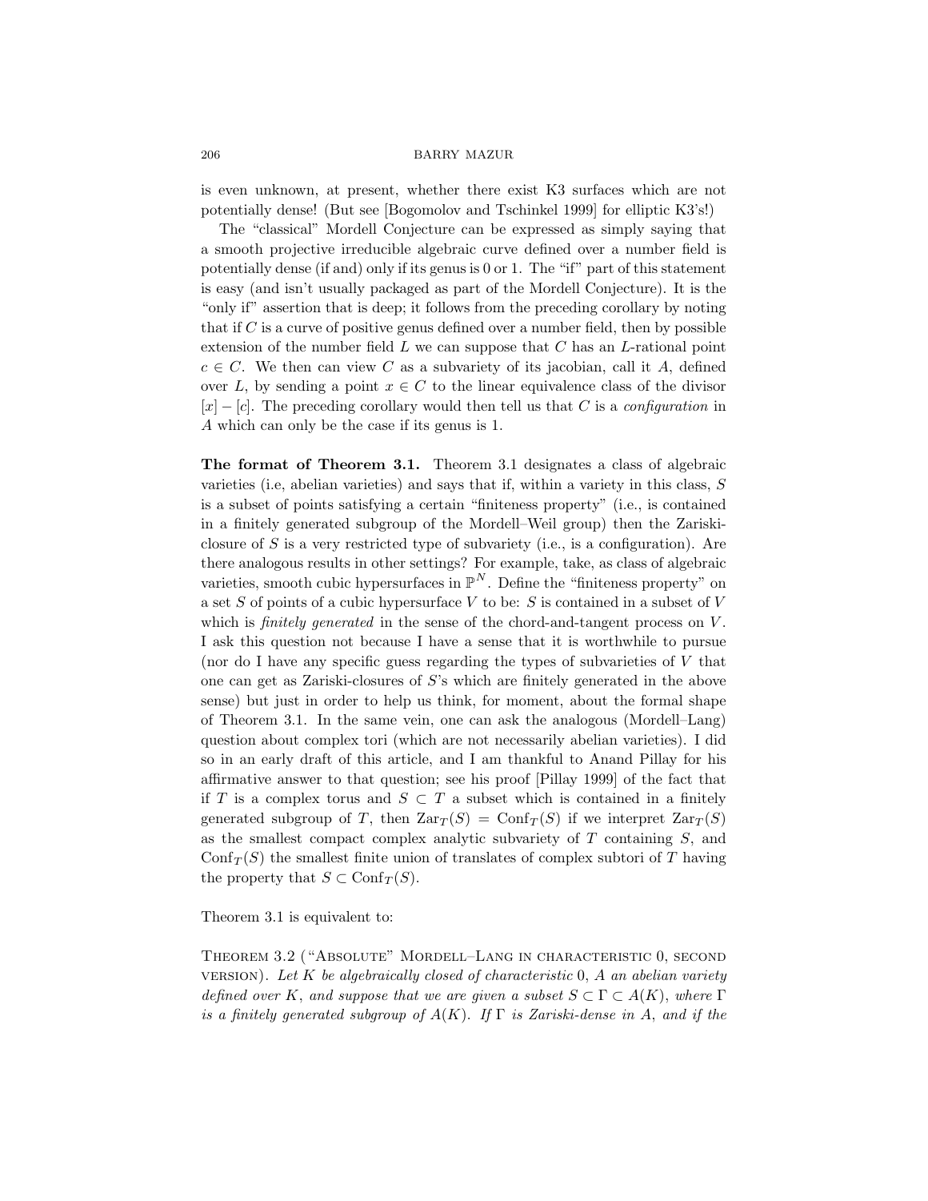is even unknown, at present, whether there exist K3 surfaces which are not potentially dense! (But see [Bogomolov and Tschinkel 1999] for elliptic K3's!)

The "classical" Mordell Conjecture can be expressed as simply saying that a smooth projective irreducible algebraic curve defined over a number field is potentially dense (if and) only if its genus is 0 or 1. The "if" part of this statement is easy (and isn't usually packaged as part of the Mordell Conjecture). It is the "only if" assertion that is deep; it follows from the preceding corollary by noting that if $C$ is a curve of positive genus defined over a number field, then by possible extension of the number field $L$ we can suppose that $C$ has an $L$-rational point $c \in C$. We then can view $C$ as a subvariety of its jacobian, call it $A$, defined over $L$, by sending a point $x \in C$ to the linear equivalence class of the divisor $[x] - [c]$. The preceding corollary would then tell us that $C$ is a *configuration* in $A$ which can only be the case if its genus is 1.

**The format of Theorem 3.1.** Theorem 3.1 designates a class of algebraic varieties (i.e, abelian varieties) and says that if, within a variety in this class, $S$ is a subset of points satisfying a certain "finiteness property" (i.e., is contained in a finitely generated subgroup of the Mordell–Weil group) then the Zariski-closure of $S$ is a very restricted type of subvariety (i.e., is a configuration). Are there analogous results in other settings? For example, take, as class of algebraic varieties, smooth cubic hypersurfaces in $\mathbb{P}^N$. Define the "finiteness property" on a set $S$ of points of a cubic hypersurface $V$ to be: $S$ is contained in a subset of $V$ which is *finitely generated* in the sense of the chord-and-tangent process on $V$. I ask this question not because I have a sense that it is worthwhile to pursue (nor do I have any specific guess regarding the types of subvarieties of $V$ that one can get as Zariski-closures of $S$'s which are finitely generated in the above sense) but just in order to help us think, for moment, about the formal shape of Theorem 3.1. In the same vein, one can ask the analogous (Mordell–Lang) question about complex tori (which are not necessarily abelian varieties). I did so in an early draft of this article, and I am thankful to Anand Pillay for his affirmative answer to that question; see his proof [Pillay 1999] of the fact that if $T$ is a complex torus and $S \subset T$ a subset which is contained in a finitely generated subgroup of $T$, then $\mathrm{Zar}_T(S) = \mathrm{Conf}_T(S)$ if we interpret $\mathrm{Zar}_T(S)$ as the smallest compact complex analytic subvariety of $T$ containing $S$, and $\mathrm{Conf}_T(S)$ the smallest finite union of translates of complex subtori of $T$ having the property that $S \subset \mathrm{Conf}_T(S)$.

Theorem 3.1 is equivalent to:

Theorem 3.2 ("Absolute" Mordell–Lang in characteristic 0, second version). *Let $K$ be algebraically closed of characteristic $0$, $A$ an abelian variety defined over $K$, and suppose that we are given a subset $S \subset \Gamma \subset A(K)$, where $\Gamma$ is a finitely generated subgroup of $A(K)$. If $\Gamma$ is Zariski-dense in $A$, and if the*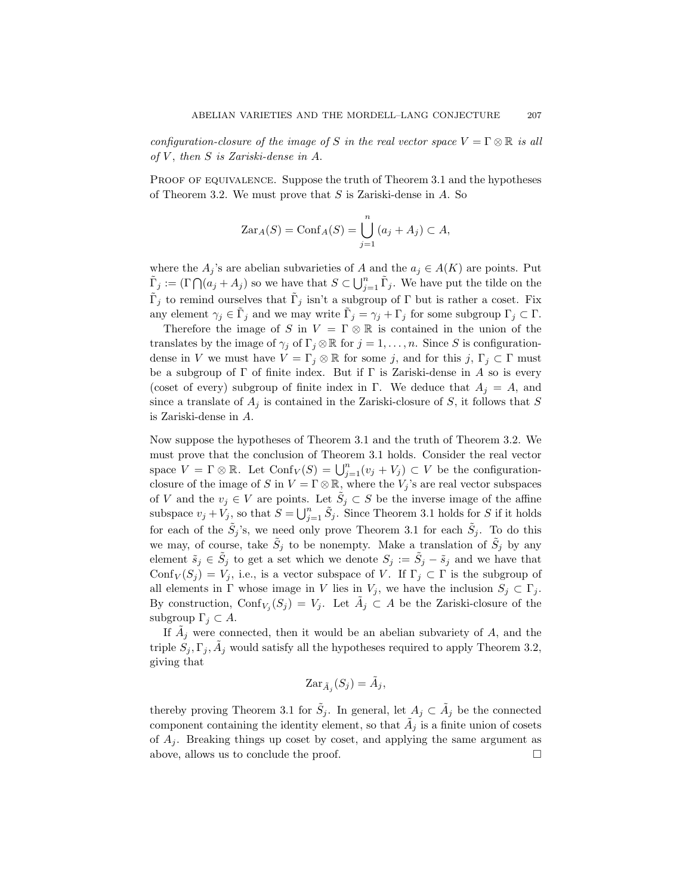*configuration-closure of the image of $S$ in the real vector space $V = \Gamma \otimes \mathbb{R}$ is all of $V$, then $S$ is Zariski-dense in $A$.*

Proof of equivalence. Suppose the truth of Theorem 3.1 and the hypotheses of Theorem 3.2. We must prove that $S$ is Zariski-dense in $A$. So

$$\mathrm{Zar}_A(S) = \mathrm{Conf}_A(S) = \bigcup_{j=1}^{n} (a_j + A_j) \subset A,$$

where the $A_j$'s are abelian subvarieties of $A$ and the $a_j \in A(K)$ are points. Put $\tilde{\Gamma}_j := (\Gamma \bigcap (a_j + A_j)$ so we have that $S \subset \bigcup_{j=1}^{n} \tilde{\Gamma}_j$. We have put the tilde on the $\tilde{\Gamma}_j$ to remind ourselves that $\tilde{\Gamma}_j$ isn't a subgroup of $\Gamma$ but is rather a coset. Fix any element $\gamma_j \in \tilde{\Gamma}_j$ and we may write $\tilde{\Gamma}_j = \gamma_j + \Gamma_j$ for some subgroup $\Gamma_j \subset \Gamma$.

Therefore the image of $S$ in $V = \Gamma \otimes \mathbb{R}$ is contained in the union of the translates by the image of $\gamma_j$ of $\Gamma_j \otimes \mathbb{R}$ for $j = 1, \ldots, n$. Since $S$ is configuration-dense in $V$ we must have $V = \Gamma_j \otimes \mathbb{R}$ for some $j$, and for this $j$, $\Gamma_j \subset \Gamma$ must be a subgroup of $\Gamma$ of finite index. But if $\Gamma$ is Zariski-dense in $A$ so is every (coset of every) subgroup of finite index in $\Gamma$. We deduce that $A_j = A$, and since a translate of $A_j$ is contained in the Zariski-closure of $S$, it follows that $S$ is Zariski-dense in $A$.

Now suppose the hypotheses of Theorem 3.1 and the truth of Theorem 3.2. We must prove that the conclusion of Theorem 3.1 holds. Consider the real vector space $V = \Gamma \otimes \mathbb{R}$. Let $\mathrm{Conf}_V(S) = \bigcup_{j=1}^{n} (v_j + V_j) \subset V$ be the configuration-closure of the image of $S$ in $V = \Gamma \otimes \mathbb{R}$, where the $V_j$'s are real vector subspaces of $V$ and the $v_j \in V$ are points. Let $\tilde{S}_j \subset S$ be the inverse image of the affine subspace $v_j + V_j$, so that $S = \bigcup_{j=1}^{n} \tilde{S}_j$. Since Theorem 3.1 holds for $S$ if it holds for each of the $\tilde{S}_j$'s, we need only prove Theorem 3.1 for each $\tilde{S}_j$. To do this we may, of course, take $\tilde{S}_j$ to be nonempty. Make a translation of $\tilde{S}_j$ by any element $\tilde{s}_j \in \tilde{S}_j$ to get a set which we denote $S_j := \tilde{S}_j - \tilde{s}_j$ and we have that $\mathrm{Conf}_V(S_j) = V_j$, i.e., is a vector subspace of $V$. If $\Gamma_j \subset \Gamma$ is the subgroup of all elements in $\Gamma$ whose image in $V$ lies in $V_j$, we have the inclusion $S_j \subset \Gamma_j$. By construction, $\mathrm{Conf}_{V_j}(S_j) = V_j$. Let $\tilde{A}_j \subset A$ be the Zariski-closure of the subgroup $\Gamma_j \subset A$.

If $\tilde{A}_j$ were connected, then it would be an abelian subvariety of $A$, and the triple $S_j, \Gamma_j, \tilde{A}_j$ would satisfy all the hypotheses required to apply Theorem 3.2, giving that

$$\mathrm{Zar}_{\tilde{A}_j}(S_j) = \tilde{A}_j,$$

thereby proving Theorem 3.1 for $\tilde{S}_j$. In general, let $A_j \subset \tilde{A}_j$ be the connected component containing the identity element, so that $\tilde{A}_j$ is a finite union of cosets of $A_j$. Breaking things up coset by coset, and applying the same argument as above, allows us to conclude the proof. □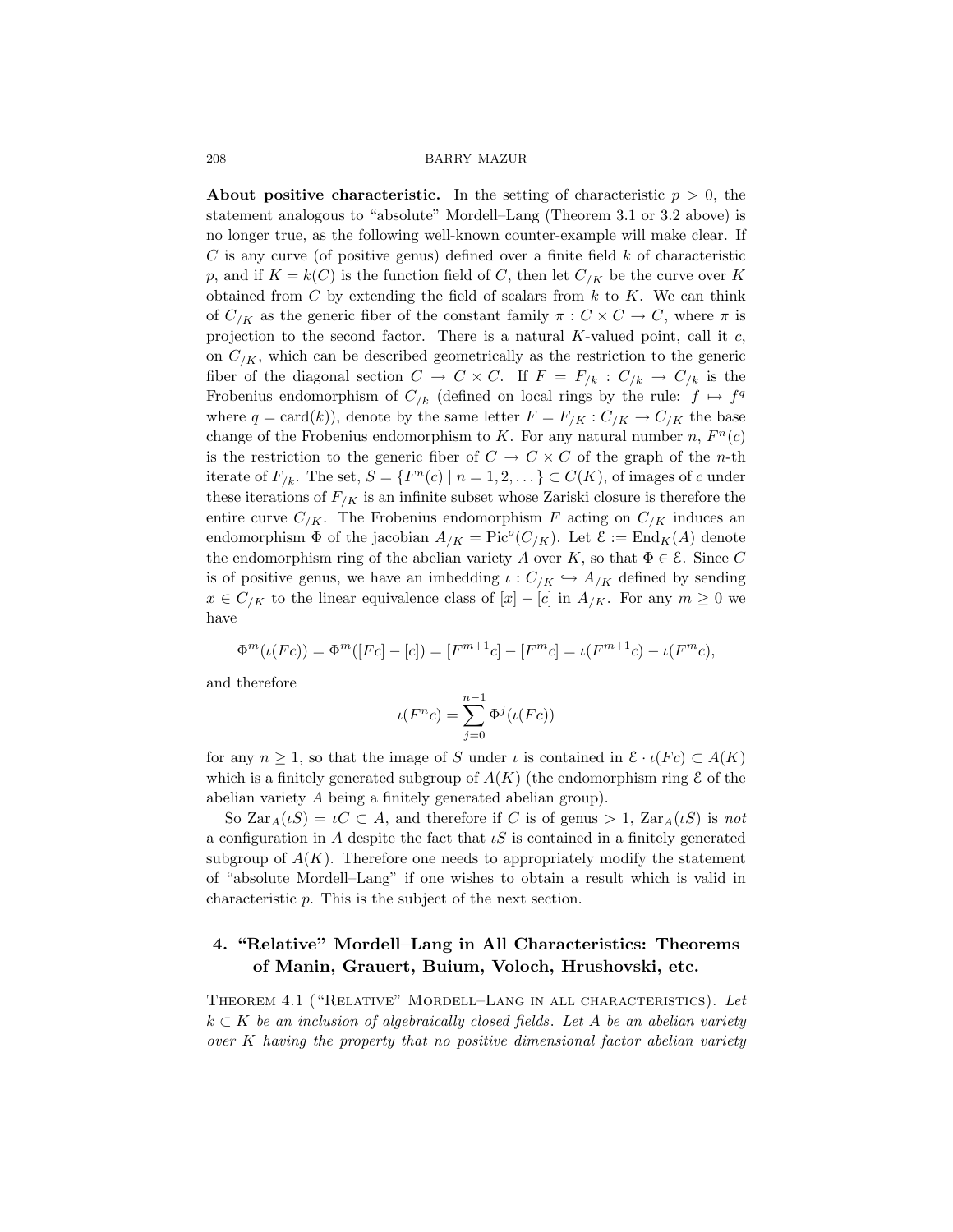**About positive characteristic.** In the setting of characteristic $p > 0$, the statement analogous to "absolute" Mordell–Lang (Theorem 3.1 or 3.2 above) is no longer true, as the following well-known counter-example will make clear. If $C$ is any curve (of positive genus) defined over a finite field $k$ of characteristic $p$, and if $K = k(C)$ is the function field of $C$, then let $C_{/K}$ be the curve over $K$ obtained from $C$ by extending the field of scalars from $k$ to $K$. We can think of $C_{/K}$ as the generic fiber of the constant family $\pi : C \times C \to C$, where $\pi$ is projection to the second factor. There is a natural $K$-valued point, call it $c$, on $C_{/K}$, which can be described geometrically as the restriction to the generic fiber of the diagonal section $C \to C \times C$. If $F = F_{/k} : C_{/k} \to C_{/k}$ is the Frobenius endomorphism of $C_{/k}$ (defined on local rings by the rule: $f \mapsto f^q$ where $q = \mathrm{card}(k)$), denote by the same letter $F = F_{/K} : C_{/K} \to C_{/K}$ the base change of the Frobenius endomorphism to $K$. For any natural number $n$, $F^n(c)$ is the restriction to the generic fiber of $C \to C \times C$ of the graph of the $n$-th iterate of $F_{/k}$. The set, $S = \{F^n(c) \mid n = 1, 2, \dots\} \subset C(K)$, of images of $c$ under these iterations of $F_{/K}$ is an infinite subset whose Zariski closure is therefore the entire curve $C_{/K}$. The Frobenius endomorphism $F$ acting on $C_{/K}$ induces an endomorphism $\Phi$ of the jacobian $A_{/K} = \mathrm{Pic}^o(C_{/K})$. Let $\mathcal{E} := \mathrm{End}_K(A)$ denote the endomorphism ring of the abelian variety $A$ over $K$, so that $\Phi \in \mathcal{E}$. Since $C$ is of positive genus, we have an imbedding $\iota : C_{/K} \hookrightarrow A_{/K}$ defined by sending $x \in C_{/K}$ to the linear equivalence class of $[x] - [c]$ in $A_{/K}$. For any $m \geq 0$ we have

$$\Phi^m(\iota(Fc)) = \Phi^m([Fc] - [c]) = [F^{m+1}c] - [F^m c] = \iota(F^{m+1}c) - \iota(F^m c),$$

and therefore

$$\iota(F^n c) = \sum_{j=0}^{n-1} \Phi^j(\iota(Fc))$$

for any $n \geq 1$, so that the image of $S$ under $\iota$ is contained in $\mathcal{E} \cdot \iota(Fc) \subset A(K)$ which is a finitely generated subgroup of $A(K)$ (the endomorphism ring $\mathcal{E}$ of the abelian variety $A$ being a finitely generated abelian group).

So $\mathrm{Zar}_A(\iota S) = \iota C \subset A$, and therefore if $C$ is of genus $> 1$, $\mathrm{Zar}_A(\iota S)$ is *not* a configuration in $A$ despite the fact that $\iota S$ is contained in a finitely generated subgroup of $A(K)$. Therefore one needs to appropriately modify the statement of "absolute Mordell–Lang" if one wishes to obtain a result which is valid in characteristic $p$. This is the subject of the next section.

## 4. "Relative" Mordell–Lang in All Characteristics: Theorems of Manin, Grauert, Buium, Voloch, Hrushovski, etc.

Theorem 4.1 ("Relative" Mordell–Lang in all characteristics). *Let $k \subset K$ be an inclusion of algebraically closed fields. Let $A$ be an abelian variety over $K$ having the property that no positive dimensional factor abelian variety*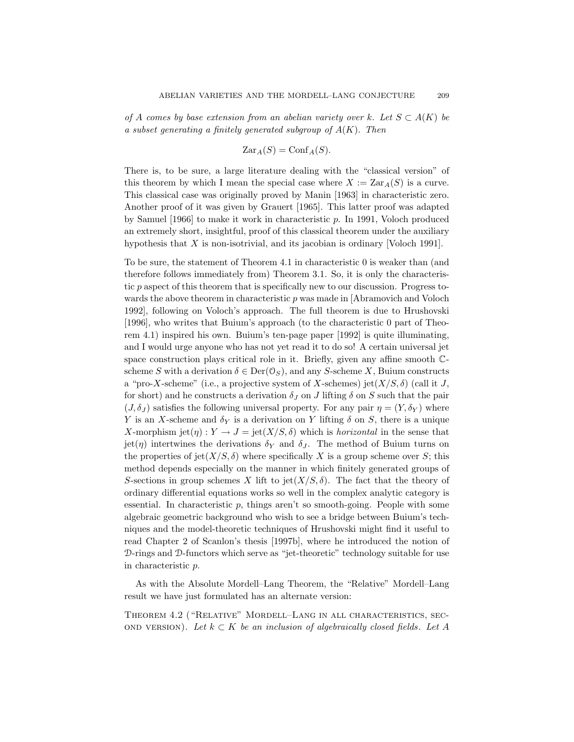*of A comes by base extension from an abelian variety over k. Let $S \subset A(K)$ be a subset generating a finitely generated subgroup of $A(K)$. Then*

$$\mathrm{Zar}_A(S) = \mathrm{Conf}_A(S).$$

There is, to be sure, a large literature dealing with the "classical version" of this theorem by which I mean the special case where $X := \mathrm{Zar}_A(S)$ is a curve. This classical case was originally proved by Manin [1963] in characteristic zero. Another proof of it was given by Grauert [1965]. This latter proof was adapted by Samuel [1966] to make it work in characteristic $p$. In 1991, Voloch produced an extremely short, insightful, proof of this classical theorem under the auxiliary hypothesis that $X$ is non-isotrivial, and its jacobian is ordinary [Voloch 1991].

To be sure, the statement of Theorem 4.1 in characteristic 0 is weaker than (and therefore follows immediately from) Theorem 3.1. So, it is only the characteristic $p$ aspect of this theorem that is specifically new to our discussion. Progress towards the above theorem in characteristic $p$ was made in [Abramovich and Voloch 1992], following on Voloch's approach. The full theorem is due to Hrushovski [1996], who writes that Buium's approach (to the characteristic 0 part of Theorem 4.1) inspired his own. Buium's ten-page paper [1992] is quite illuminating, and I would urge anyone who has not yet read it to do so! A certain universal jet space construction plays critical role in it. Briefly, given any affine smooth $\mathbb{C}$-scheme $S$ with a derivation $\delta \in \mathrm{Der}(\mathcal{O}_S)$, and any $S$-scheme $X$, Buium constructs a "pro-$X$-scheme" (i.e., a projective system of $X$-schemes) $\mathrm{jet}(X/S, \delta)$ (call it $J$, for short) and he constructs a derivation $\delta_J$ on $J$ lifting $\delta$ on $S$ such that the pair $(J, \delta_J)$ satisfies the following universal property. For any pair $\eta = (Y, \delta_Y)$ where $Y$ is an $X$-scheme and $\delta_Y$ is a derivation on $Y$ lifting $\delta$ on $S$, there is a unique $X$-morphism $\mathrm{jet}(\eta) : Y \to J = \mathrm{jet}(X/S, \delta)$ which is *horizontal* in the sense that $\mathrm{jet}(\eta)$ intertwines the derivations $\delta_Y$ and $\delta_J$. The method of Buium turns on the properties of $\mathrm{jet}(X/S, \delta)$ where specifically $X$ is a group scheme over $S$; this method depends especially on the manner in which finitely generated groups of $S$-sections in group schemes $X$ lift to $\mathrm{jet}(X/S, \delta)$. The fact that the theory of ordinary differential equations works so well in the complex analytic category is essential. In characteristic $p$, things aren't so smooth-going. People with some algebraic geometric background who wish to see a bridge between Buium's techniques and the model-theoretic techniques of Hrushovski might find it useful to read Chapter 2 of Scanlon's thesis [1997b], where he introduced the notion of $\mathcal{D}$-rings and $\mathcal{D}$-functors which serve as "jet-theoretic" technology suitable for use in characteristic $p$.

As with the Absolute Mordell–Lang Theorem, the "Relative" Mordell–Lang result we have just formulated has an alternate version:

Theorem 4.2 ("Relative" Mordell–Lang in all characteristics, second version). *Let $k \subset K$ be an inclusion of algebraically closed fields. Let A*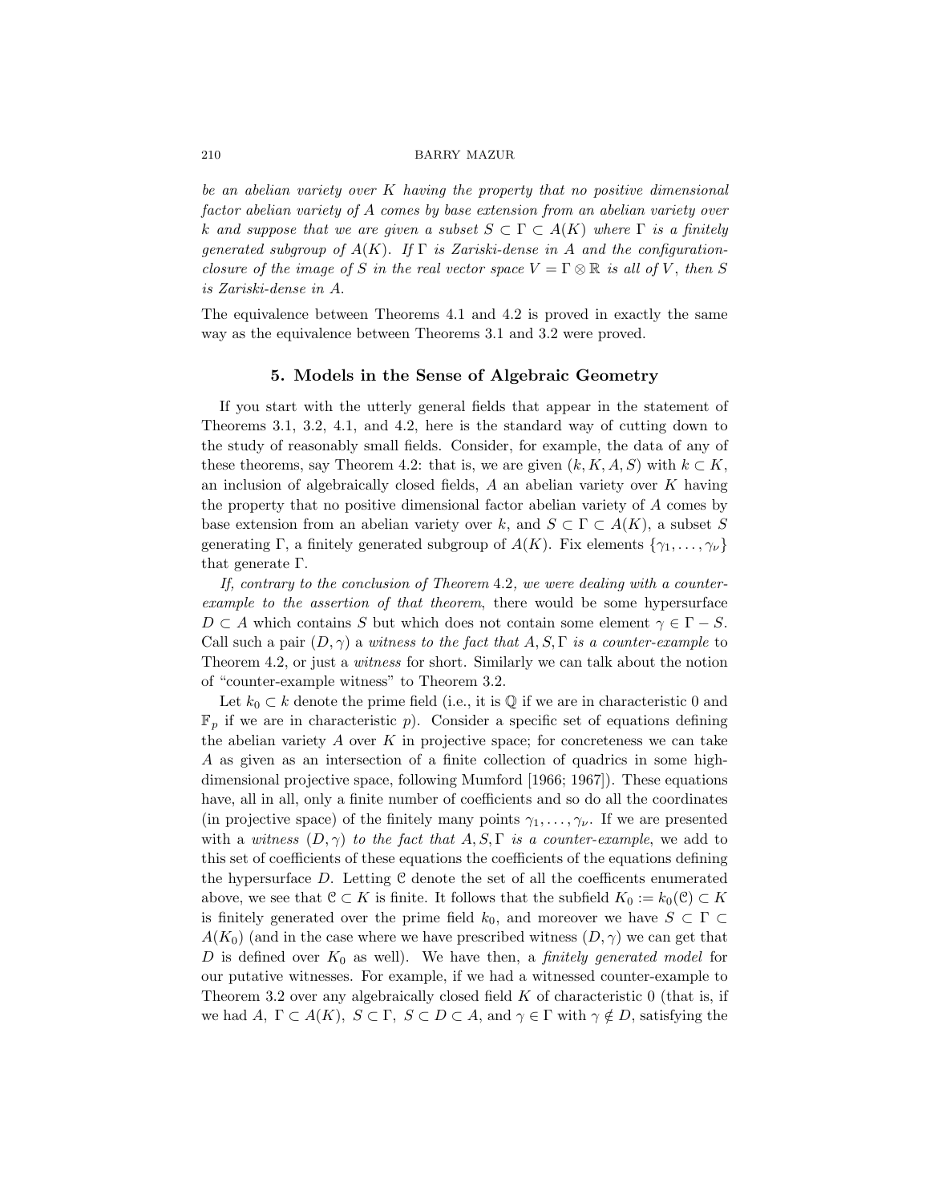*be an abelian variety over $K$ having the property that no positive dimensional factor abelian variety of $A$ comes by base extension from an abelian variety over $k$ and suppose that we are given a subset $S \subset \Gamma \subset A(K)$ where $\Gamma$ is a finitely generated subgroup of $A(K)$. If $\Gamma$ is Zariski-dense in $A$ and the configuration-closure of the image of $S$ in the real vector space $V = \Gamma \otimes \mathbb{R}$ is all of $V$, then $S$ is Zariski-dense in $A$.*

The equivalence between Theorems 4.1 and 4.2 is proved in exactly the same way as the equivalence between Theorems 3.1 and 3.2 were proved.

## 5. Models in the Sense of Algebraic Geometry

If you start with the utterly general fields that appear in the statement of Theorems 3.1, 3.2, 4.1, and 4.2, here is the standard way of cutting down to the study of reasonably small fields. Consider, for example, the data of any of these theorems, say Theorem 4.2: that is, we are given $(k, K, A, S)$ with $k \subset K$, an inclusion of algebraically closed fields, $A$ an abelian variety over $K$ having the property that no positive dimensional factor abelian variety of $A$ comes by base extension from an abelian variety over $k$, and $S \subset \Gamma \subset A(K)$, a subset $S$ generating $\Gamma$, a finitely generated subgroup of $A(K)$. Fix elements $\{\gamma_1, \ldots, \gamma_\nu\}$ that generate $\Gamma$.

*If, contrary to the conclusion of Theorem* 4.2*, we were dealing with a counter-example to the assertion of that theorem*, there would be some hypersurface $D \subset A$ which contains $S$ but which does not contain some element $\gamma \in \Gamma - S$. Call such a pair $(D, \gamma)$ a *witness to the fact that* $A, S, \Gamma$ *is a counter-example* to Theorem 4.2, or just a *witness* for short. Similarly we can talk about the notion of "counter-example witness" to Theorem 3.2.

Let $k_0 \subset k$ denote the prime field (i.e., it is $\mathbb{Q}$ if we are in characteristic 0 and $\mathbb{F}_p$ if we are in characteristic $p$). Consider a specific set of equations defining the abelian variety $A$ over $K$ in projective space; for concreteness we can take $A$ as given as an intersection of a finite collection of quadrics in some high-dimensional projective space, following Mumford [1966; 1967]). These equations have, all in all, only a finite number of coefficients and so do all the coordinates (in projective space) of the finitely many points $\gamma_1, \ldots, \gamma_\nu$. If we are presented with a *witness* $(D, \gamma)$ *to the fact that* $A, S, \Gamma$ *is a counter-example*, we add to this set of coefficients of these equations the coefficients of the equations defining the hypersurface $D$. Letting $\mathcal{C}$ denote the set of all the coefficents enumerated above, we see that $\mathcal{C} \subset K$ is finite. It follows that the subfield $K_0 := k_0(\mathcal{C}) \subset K$ is finitely generated over the prime field $k_0$, and moreover we have $S \subset \Gamma \subset A(K_0)$ (and in the case where we have prescribed witness $(D, \gamma)$ we can get that $D$ is defined over $K_0$ as well). We have then, a *finitely generated model* for our putative witnesses. For example, if we had a witnessed counter-example to Theorem 3.2 over any algebraically closed field $K$ of characteristic 0 (that is, if we had $A$, $\Gamma \subset A(K)$, $S \subset \Gamma$, $S \subset D \subset A$, and $\gamma \in \Gamma$ with $\gamma \notin D$, satisfying the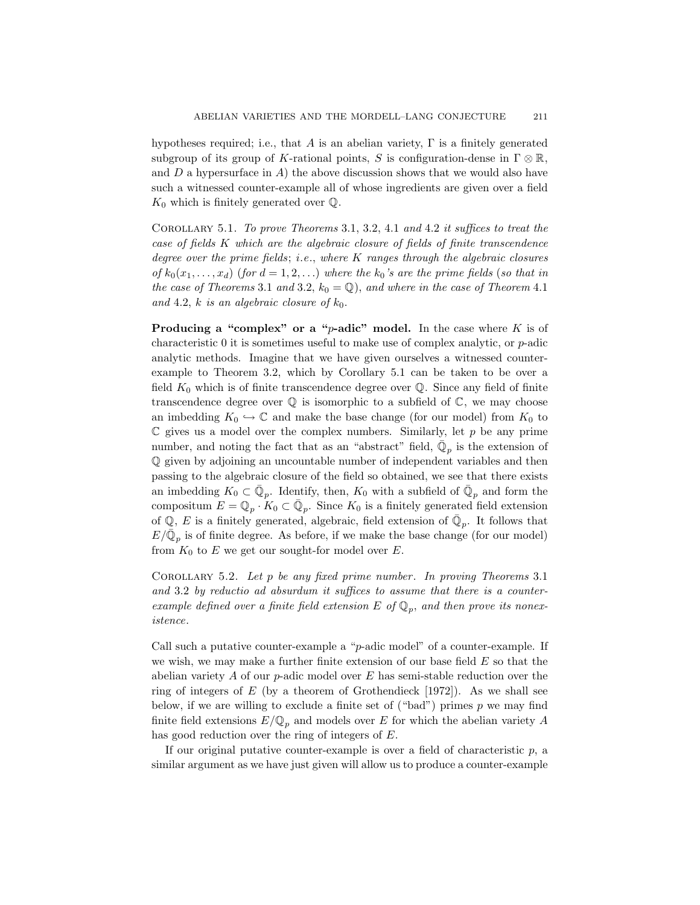hypotheses required; i.e., that $A$ is an abelian variety, $\Gamma$ is a finitely generated subgroup of its group of $K$-rational points, $S$ is configuration-dense in $\Gamma \otimes \mathbb{R}$, and $D$ a hypersurface in $A$) the above discussion shows that we would also have such a witnessed counter-example all of whose ingredients are given over a field $K_0$ which is finitely generated over $\mathbb{Q}$.

COROLLARY 5.1. *To prove Theorems* 3.1, 3.2, 4.1 *and* 4.2 *it suffices to treat the case of fields $K$ which are the algebraic closure of fields of finite transcendence degree over the prime fields*; *i.e., where $K$ ranges through the algebraic closures of $k_0(x_1, \dots, x_d)$* (*for $d = 1, 2, \dots$*) *where the $k_0$'s are the prime fields* (*so that in the case of Theorems* 3.1 *and* 3.2, *$k_0 = \mathbb{Q}$*), *and where in the case of Theorem* 4.1 *and* 4.2, *$k$ is an algebraic closure of $k_0$.*

**Producing a "complex" or a "$p$-adic" model.** In the case where $K$ is of characteristic 0 it is sometimes useful to make use of complex analytic, or $p$-adic analytic methods. Imagine that we have given ourselves a witnessed counter-example to Theorem 3.2, which by Corollary 5.1 can be taken to be over a field $K_0$ which is of finite transcendence degree over $\mathbb{Q}$. Since any field of finite transcendence degree over $\mathbb{Q}$ is isomorphic to a subfield of $\mathbb{C}$, we may choose an imbedding $K_0 \hookrightarrow \mathbb{C}$ and make the base change (for our model) from $K_0$ to $\mathbb{C}$ gives us a model over the complex numbers. Similarly, let $p$ be any prime number, and noting the fact that as an "abstract" field, $\bar{\mathbb{Q}}_p$ is the extension of $\mathbb{Q}$ given by adjoining an uncountable number of independent variables and then passing to the algebraic closure of the field so obtained, we see that there exists an imbedding $K_0 \subset \bar{\mathbb{Q}}_p$. Identify, then, $K_0$ with a subfield of $\bar{\mathbb{Q}}_p$ and form the compositum $E = \mathbb{Q}_p \cdot K_0 \subset \bar{\mathbb{Q}}_p$. Since $K_0$ is a finitely generated field extension of $\mathbb{Q}$, $E$ is a finitely generated, algebraic, field extension of $\bar{\mathbb{Q}}_p$. It follows that $E/\bar{\mathbb{Q}}_p$ is of finite degree. As before, if we make the base change (for our model) from $K_0$ to $E$ we get our sought-for model over $E$.

COROLLARY 5.2. *Let $p$ be any fixed prime number*. *In proving Theorems* 3.1 *and* 3.2 *by reductio ad absurdum it suffices to assume that there is a counter-example defined over a finite field extension $E$ of $\mathbb{Q}_p$, and then prove its nonexistence.*

Call such a putative counter-example a "$p$-adic model" of a counter-example. If we wish, we may make a further finite extension of our base field $E$ so that the abelian variety $A$ of our $p$-adic model over $E$ has semi-stable reduction over the ring of integers of $E$ (by a theorem of Grothendieck [1972]). As we shall see below, if we are willing to exclude a finite set of ("bad") primes $p$ we may find finite field extensions $E/\mathbb{Q}_p$ and models over $E$ for which the abelian variety $A$ has good reduction over the ring of integers of $E$.

If our original putative counter-example is over a field of characteristic $p$, a similar argument as we have just given will allow us to produce a counter-example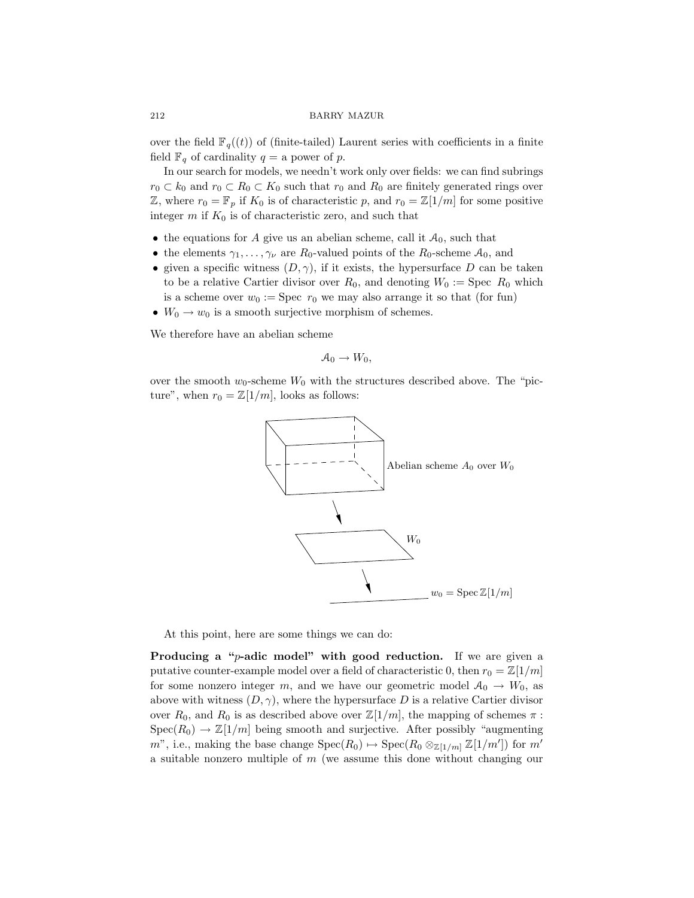over the field $\mathbb{F}_q((t))$ of (finite-tailed) Laurent series with coefficients in a finite field $\mathbb{F}_q$ of cardinality $q =$ a power of $p$.

In our search for models, we needn't work only over fields: we can find subrings $r_0 \subset k_0$ and $r_0 \subset R_0 \subset K_0$ such that $r_0$ and $R_0$ are finitely generated rings over $\mathbb{Z}$, where $r_0 = \mathbb{F}_p$ if $K_0$ is of characteristic $p$, and $r_0 = \mathbb{Z}[1/m]$ for some positive integer $m$ if $K_0$ is of characteristic zero, and such that

- the equations for $A$ give us an abelian scheme, call it $\mathcal{A}_0$, such that
- the elements $\gamma_1, \ldots, \gamma_\nu$ are $R_0$-valued points of the $R_0$-scheme $\mathcal{A}_0$, and
- given a specific witness $(D, \gamma)$, if it exists, the hypersurface $D$ can be taken to be a relative Cartier divisor over $R_0$, and denoting $W_0 := \text{Spec } R_0$ which is a scheme over $w_0 := \text{Spec } r_0$ we may also arrange it so that (for fun)
- $W_0 \to w_0$ is a smooth surjective morphism of schemes.

We therefore have an abelian scheme

$$\mathcal{A}_0 \to W_0,$$

over the smooth $w_0$-scheme $W_0$ with the structures described above. The "picture", when $r_0 = \mathbb{Z}[1/m]$, looks as follows:

Abelian scheme $A_0$ over $W_0$

$W_0$

$w_0 = \operatorname{Spec} \mathbb{Z}[1/m]$

At this point, here are some things we can do:

**Producing a "$p$-adic model" with good reduction.** If we are given a putative counter-example model over a field of characteristic 0, then $r_0 = \mathbb{Z}[1/m]$ for some nonzero integer $m$, and we have our geometric model $\mathcal{A}_0 \to W_0$, as above with witness $(D, \gamma)$, where the hypersurface $D$ is a relative Cartier divisor over $R_0$, and $R_0$ is as described above over $\mathbb{Z}[1/m]$, the mapping of schemes $\pi : \text{Spec}(R_0) \to \mathbb{Z}[1/m]$ being smooth and surjective. After possibly "augmenting $m$", i.e., making the base change $\text{Spec}(R_0) \mapsto \text{Spec}(R_0 \otimes_{\mathbb{Z}[1/m]} \mathbb{Z}[1/m'])$ for $m'$ a suitable nonzero multiple of $m$ (we assume this done without changing our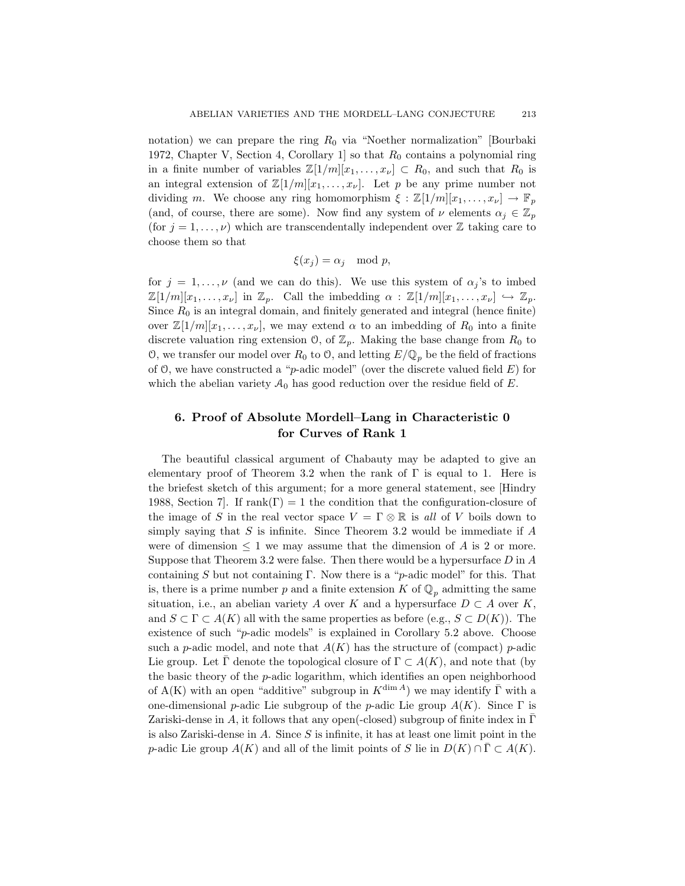notation) we can prepare the ring $R_0$ via "Noether normalization" [Bourbaki 1972, Chapter V, Section 4, Corollary 1] so that $R_0$ contains a polynomial ring in a finite number of variables $\mathbb{Z}[1/m][x_1,\ldots,x_\nu] \subset R_0$, and such that $R_0$ is an integral extension of $\mathbb{Z}[1/m][x_1,\ldots,x_\nu]$. Let $p$ be any prime number not dividing $m$. We choose any ring homomorphism $\xi : \mathbb{Z}[1/m][x_1,\ldots,x_\nu] \to \mathbb{F}_p$ (and, of course, there are some). Now find any system of $\nu$ elements $\alpha_j \in \mathbb{Z}_p$ (for $j = 1,\ldots,\nu$) which are transcendentally independent over $\mathbb{Z}$ taking care to choose them so that

$$\xi(x_j) = \alpha_j \mod p,$$

for $j = 1,\ldots,\nu$ (and we can do this). We use this system of $\alpha_j$'s to imbed $\mathbb{Z}[1/m][x_1,\ldots,x_\nu]$ in $\mathbb{Z}_p$. Call the imbedding $\alpha : \mathbb{Z}[1/m][x_1,\ldots,x_\nu] \hookrightarrow \mathbb{Z}_p$. Since $R_0$ is an integral domain, and finitely generated and integral (hence finite) over $\mathbb{Z}[1/m][x_1,\ldots,x_\nu]$, we may extend $\alpha$ to an imbedding of $R_0$ into a finite discrete valuation ring extension $\mathcal{O}$, of $\mathbb{Z}_p$. Making the base change from $R_0$ to $\mathcal{O}$, we transfer our model over $R_0$ to $\mathcal{O}$, and letting $E/\mathbb{Q}_p$ be the field of fractions of $\mathcal{O}$, we have constructed a "$p$-adic model" (over the discrete valued field $E$) for which the abelian variety $\mathcal{A}_0$ has good reduction over the residue field of $E$.

## 6. Proof of Absolute Mordell–Lang in Characteristic 0 for Curves of Rank 1

The beautiful classical argument of Chabauty may be adapted to give an elementary proof of Theorem 3.2 when the rank of $\Gamma$ is equal to 1. Here is the briefest sketch of this argument; for a more general statement, see [Hindry 1988, Section 7]. If $\operatorname{rank}(\Gamma) = 1$ the condition that the configuration-closure of the image of $S$ in the real vector space $V = \Gamma \otimes \mathbb{R}$ is *all* of $V$ boils down to simply saying that $S$ is infinite. Since Theorem 3.2 would be immediate if $A$ were of dimension $\leq 1$ we may assume that the dimension of $A$ is 2 or more. Suppose that Theorem 3.2 were false. Then there would be a hypersurface $D$ in $A$ containing $S$ but not containing $\Gamma$. Now there is a "$p$-adic model" for this. That is, there is a prime number $p$ and a finite extension $K$ of $\mathbb{Q}_p$ admitting the same situation, i.e., an abelian variety $A$ over $K$ and a hypersurface $D \subset A$ over $K$, and $S \subset \Gamma \subset A(K)$ all with the same properties as before (e.g., $S \subset D(K)$). The existence of such "$p$-adic models" is explained in Corollary 5.2 above. Choose such a $p$-adic model, and note that $A(K)$ has the structure of (compact) $p$-adic Lie group. Let $\bar{\Gamma}$ denote the topological closure of $\Gamma \subset A(K)$, and note that (by the basic theory of the $p$-adic logarithm, which identifies an open neighborhood of A(K) with an open "additive" subgroup in $K^{\dim A}$) we may identify $\bar{\Gamma}$ with a one-dimensional $p$-adic Lie subgroup of the $p$-adic Lie group $A(K)$. Since $\Gamma$ is Zariski-dense in $A$, it follows that any open(-closed) subgroup of finite index in $\bar{\Gamma}$ is also Zariski-dense in $A$. Since $S$ is infinite, it has at least one limit point in the $p$-adic Lie group $A(K)$ and all of the limit points of $S$ lie in $D(K) \cap \bar{\Gamma} \subset A(K)$.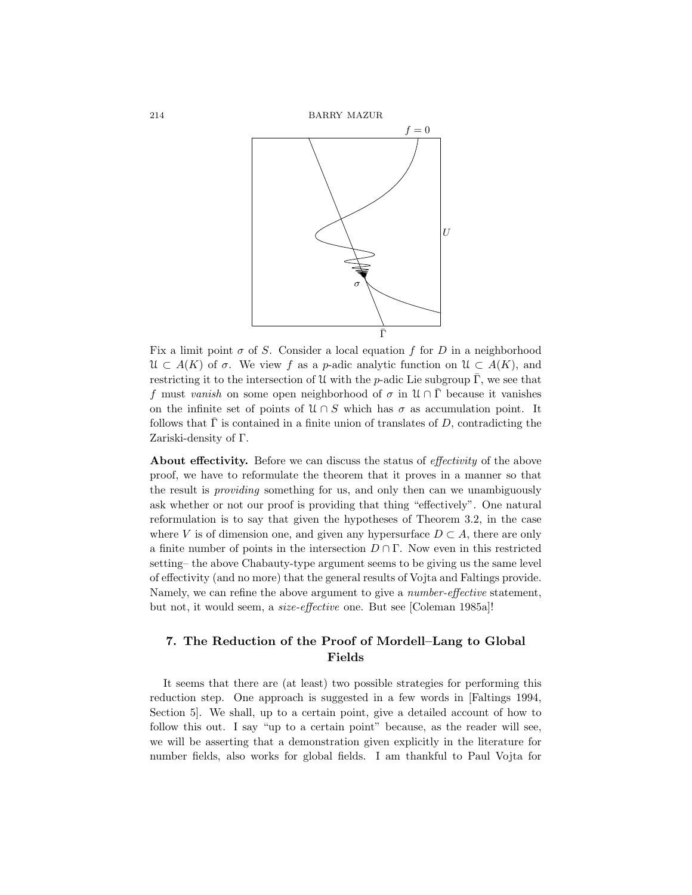Fix a limit point $\sigma$ of $S$. Consider a local equation $f$ for $D$ in a neighborhood $\mathcal{U} \subset A(K)$ of $\sigma$. We view $f$ as a $p$-adic analytic function on $\mathcal{U} \subset A(K)$, and restricting it to the intersection of $\mathcal{U}$ with the $p$-adic Lie subgroup $\bar{\Gamma}$, we see that $f$ must *vanish* on some open neighborhood of $\sigma$ in $\mathcal{U} \cap \bar{\Gamma}$ because it vanishes on the infinite set of points of $\mathcal{U} \cap S$ which has $\sigma$ as accumulation point. It follows that $\bar{\Gamma}$ is contained in a finite union of translates of $D$, contradicting the Zariski-density of $\Gamma$.

**About effectivity.** Before we can discuss the status of *effectivity* of the above proof, we have to reformulate the theorem that it proves in a manner so that the result is *providing* something for us, and only then can we unambiguously ask whether or not our proof is providing that thing "effectively". One natural reformulation is to say that given the hypotheses of Theorem 3.2, in the case where $V$ is of dimension one, and given any hypersurface $D \subset A$, there are only a finite number of points in the intersection $D \cap \Gamma$. Now even in this restricted setting– the above Chabauty-type argument seems to be giving us the same level of effectivity (and no more) that the general results of Vojta and Faltings provide. Namely, we can refine the above argument to give a *number-effective* statement, but not, it would seem, a *size-effective* one. But see [Coleman 1985a]!

## 7. The Reduction of the Proof of Mordell–Lang to Global Fields

It seems that there are (at least) two possible strategies for performing this reduction step. One approach is suggested in a few words in [Faltings 1994, Section 5]. We shall, up to a certain point, give a detailed account of how to follow this out. I say "up to a certain point" because, as the reader will see, we will be asserting that a demonstration given explicitly in the literature for number fields, also works for global fields. I am thankful to Paul Vojta for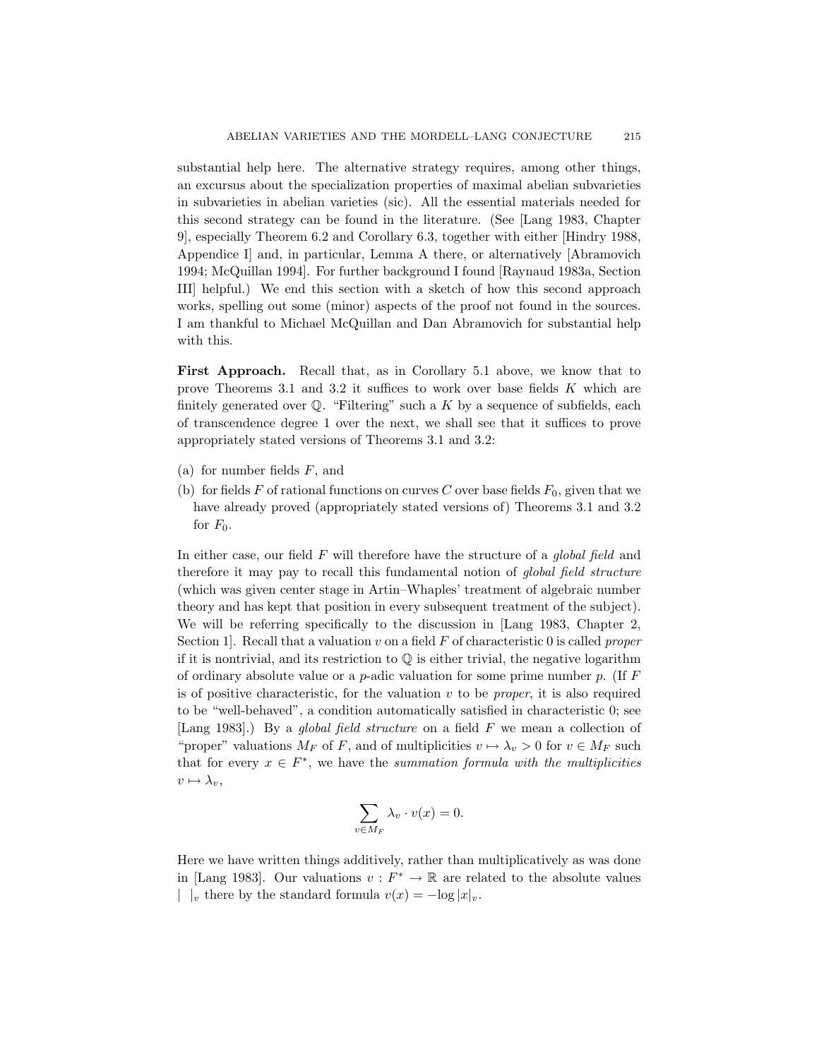substantial help here. The alternative strategy requires, among other things, an excursus about the specialization properties of maximal abelian subvarieties in subvarieties in abelian varieties (sic). All the essential materials needed for this second strategy can be found in the literature. (See [Lang 1983, Chapter 9], especially Theorem 6.2 and Corollary 6.3, together with either [Hindry 1988, Appendice I] and, in particular, Lemma A there, or alternatively [Abramovich 1994; McQuillan 1994]. For further background I found [Raynaud 1983a, Section III] helpful.) We end this section with a sketch of how this second approach works, spelling out some (minor) aspects of the proof not found in the sources. I am thankful to Michael McQuillan and Dan Abramovich for substantial help with this.

**First Approach.** Recall that, as in Corollary 5.1 above, we know that to prove Theorems 3.1 and 3.2 it suffices to work over base fields $K$ which are finitely generated over $\mathbb{Q}$. "Filtering" such a $K$ by a sequence of subfields, each of transcendence degree 1 over the next, we shall see that it suffices to prove appropriately stated versions of Theorems 3.1 and 3.2:

(a) for number fields $F$, and

(b) for fields $F$ of rational functions on curves $C$ over base fields $F_0$, given that we have already proved (appropriately stated versions of) Theorems 3.1 and 3.2 for $F_0$.

In either case, our field $F$ will therefore have the structure of a *global field* and therefore it may pay to recall this fundamental notion of *global field structure* (which was given center stage in Artin–Whaples' treatment of algebraic number theory and has kept that position in every subsequent treatment of the subject). We will be referring specifically to the discussion in [Lang 1983, Chapter 2, Section 1]. Recall that a valuation $v$ on a field $F$ of characteristic 0 is called *proper* if it is nontrivial, and its restriction to $\mathbb{Q}$ is either trivial, the negative logarithm of ordinary absolute value or a $p$-adic valuation for some prime number $p$. (If $F$ is of positive characteristic, for the valuation $v$ to be *proper*, it is also required to be "well-behaved", a condition automatically satisfied in characteristic 0; see [Lang 1983].) By a *global field structure* on a field $F$ we mean a collection of "proper" valuations $M_F$ of $F$, and of multiplicities $v \mapsto \lambda_v > 0$ for $v \in M_F$ such that for every $x \in F^*$, we have the *summation formula with the multiplicities* $v \mapsto \lambda_v$,

$$\sum_{v \in M_F} \lambda_v \cdot v(x) = 0.$$

Here we have written things additively, rather than multiplicatively as was done in [Lang 1983]. Our valuations $v : F^* \to \mathbb{R}$ are related to the absolute values $| \ |_v$ there by the standard formula $v(x) = -\log |x|_v$.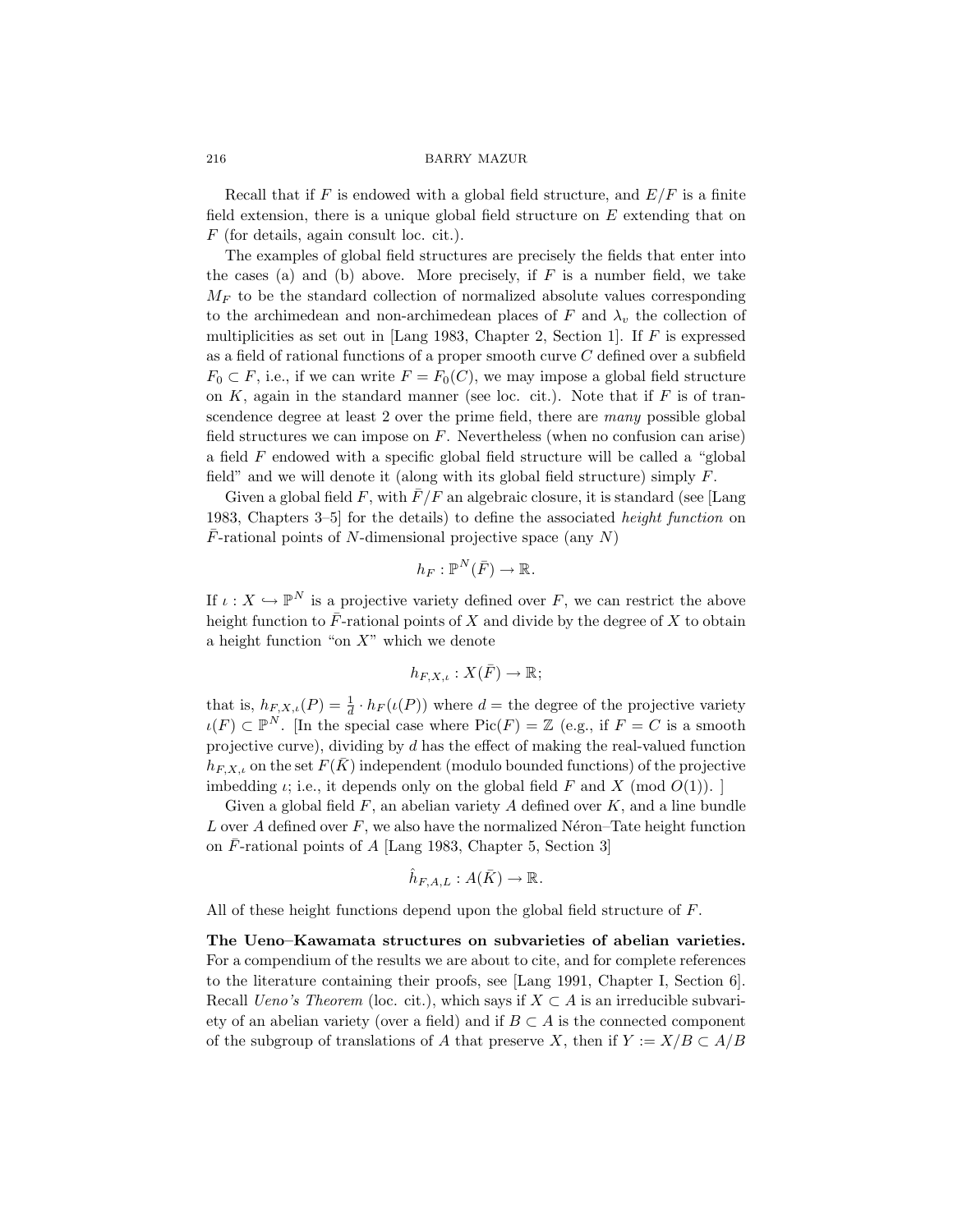Recall that if $F$ is endowed with a global field structure, and $E/F$ is a finite field extension, there is a unique global field structure on $E$ extending that on $F$ (for details, again consult loc. cit.).

The examples of global field structures are precisely the fields that enter into the cases (a) and (b) above. More precisely, if $F$ is a number field, we take $M_F$ to be the standard collection of normalized absolute values corresponding to the archimedean and non-archimedean places of $F$ and $\lambda_v$ the collection of multiplicities as set out in [Lang 1983, Chapter 2, Section 1]. If $F$ is expressed as a field of rational functions of a proper smooth curve $C$ defined over a subfield $F_0 \subset F$, i.e., if we can write $F = F_0(C)$, we may impose a global field structure on $K$, again in the standard manner (see loc. cit.). Note that if $F$ is of transcendence degree at least 2 over the prime field, there are *many* possible global field structures we can impose on $F$. Nevertheless (when no confusion can arise) a field $F$ endowed with a specific global field structure will be called a "global field" and we will denote it (along with its global field structure) simply $F$.

Given a global field $F$, with $\bar{F}/F$ an algebraic closure, it is standard (see [Lang 1983, Chapters 3–5] for the details) to define the associated *height function* on $\bar{F}$-rational points of $N$-dimensional projective space (any $N$)

$$h_F : \mathbb{P}^N(\bar{F}) \to \mathbb{R}.$$

If $\iota : X \hookrightarrow \mathbb{P}^N$ is a projective variety defined over $F$, we can restrict the above height function to $\bar{F}$-rational points of $X$ and divide by the degree of $X$ to obtain a height function "on $X$" which we denote

$$h_{F,X,\iota} : X(\bar{F}) \to \mathbb{R};$$

that is, $h_{F,X,\iota}(P) = \frac{1}{d} \cdot h_F(\iota(P))$ where $d =$ the degree of the projective variety $\iota(F) \subset \mathbb{P}^N$. [In the special case where $\operatorname{Pic}(F) = \mathbb{Z}$ (e.g., if $F = C$ is a smooth projective curve), dividing by $d$ has the effect of making the real-valued function $h_{F,X,\iota}$ on the set $F(\bar{K})$ independent (modulo bounded functions) of the projective imbedding $\iota$; i.e., it depends only on the global field $F$ and $X$ (mod $O(1)$). ]

Given a global field $F$, an abelian variety $A$ defined over $K$, and a line bundle $L$ over $A$ defined over $F$, we also have the normalized Néron–Tate height function on $\bar{F}$-rational points of $A$ [Lang 1983, Chapter 5, Section 3]

$$\hat{h}_{F,A,L} : A(\bar{K}) \to \mathbb{R}.$$

All of these height functions depend upon the global field structure of $F$.

**The Ueno–Kawamata structures on subvarieties of abelian varieties.** For a compendium of the results we are about to cite, and for complete references to the literature containing their proofs, see [Lang 1991, Chapter I, Section 6]. Recall *Ueno's Theorem* (loc. cit.), which says if $X \subset A$ is an irreducible subvariety of an abelian variety (over a field) and if $B \subset A$ is the connected component of the subgroup of translations of $A$ that preserve $X$, then if $Y := X/B \subset A/B$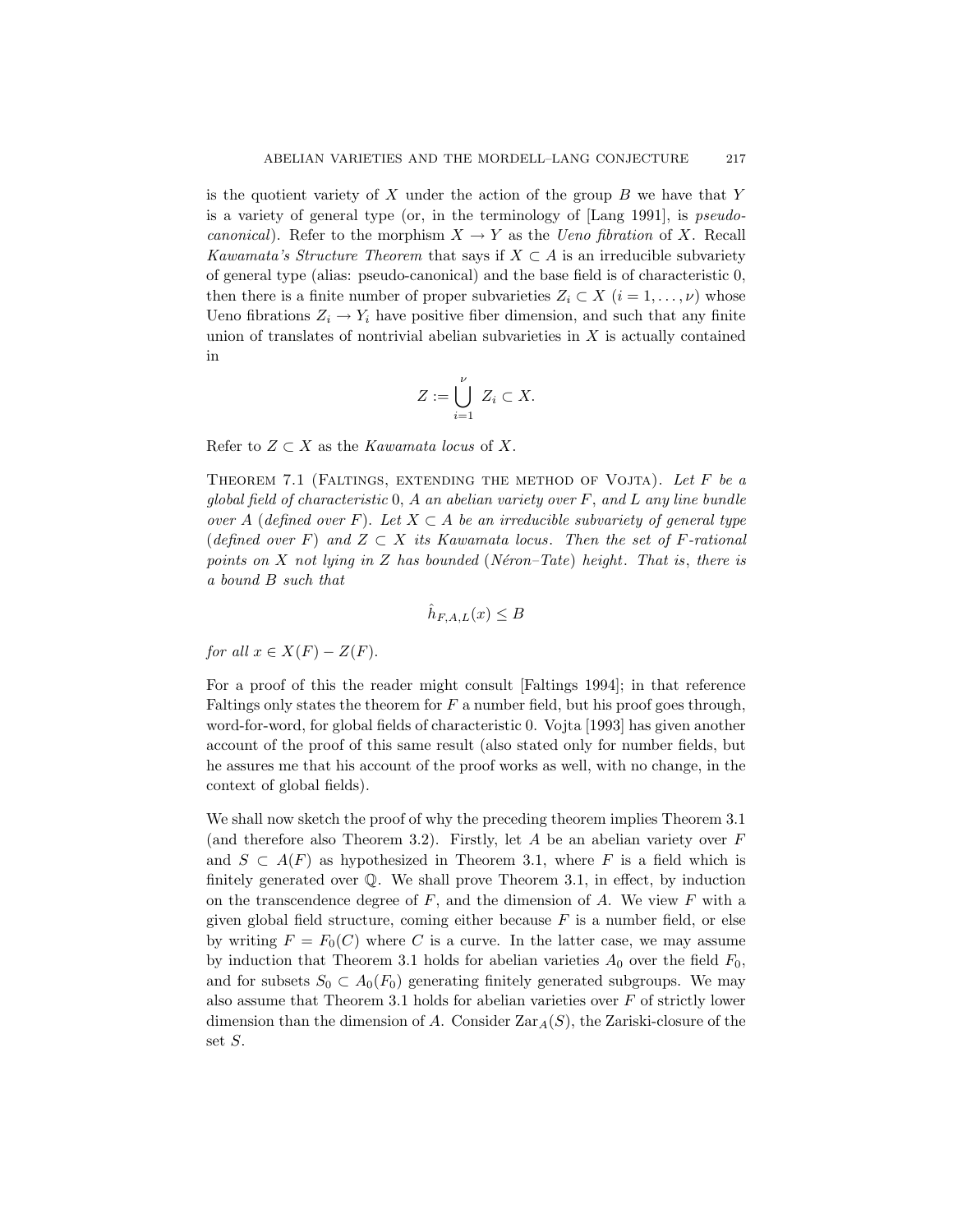is the quotient variety of $X$ under the action of the group $B$ we have that $Y$ is a variety of general type (or, in the terminology of [Lang 1991], is *pseudo-canonical*). Refer to the morphism $X \to Y$ as the *Ueno fibration* of $X$. Recall *Kawamata's Structure Theorem* that says if $X \subset A$ is an irreducible subvariety of general type (alias: pseudo-canonical) and the base field is of characteristic 0, then there is a finite number of proper subvarieties $Z_i \subset X$ ($i = 1, \ldots, \nu$) whose Ueno fibrations $Z_i \to Y_i$ have positive fiber dimension, and such that any finite union of translates of nontrivial abelian subvarieties in $X$ is actually contained in

$$Z := \bigcup_{i=1}^{\nu} Z_i \subset X.$$

Refer to $Z \subset X$ as the *Kawamata locus* of $X$.

Theorem 7.1 (Faltings, extending the method of Vojta). *Let $F$ be a global field of characteristic 0, $A$ an abelian variety over $F$, and $L$ any line bundle over $A$ (defined over $F$). Let $X \subset A$ be an irreducible subvariety of general type (defined over $F$) and $Z \subset X$ its Kawamata locus. Then the set of $F$-rational points on $X$ not lying in $Z$ has bounded (Néron–Tate) height. That is, there is a bound $B$ such that*

$$\hat{h}_{F,A,L}(x) \leq B$$

*for all $x \in X(F) - Z(F)$.*

For a proof of this the reader might consult [Faltings 1994]; in that reference Faltings only states the theorem for $F$ a number field, but his proof goes through, word-for-word, for global fields of characteristic 0. Vojta [1993] has given another account of the proof of this same result (also stated only for number fields, but he assures me that his account of the proof works as well, with no change, in the context of global fields).

We shall now sketch the proof of why the preceding theorem implies Theorem 3.1 (and therefore also Theorem 3.2). Firstly, let $A$ be an abelian variety over $F$ and $S \subset A(F)$ as hypothesized in Theorem 3.1, where $F$ is a field which is finitely generated over $\mathbb{Q}$. We shall prove Theorem 3.1, in effect, by induction on the transcendence degree of $F$, and the dimension of $A$. We view $F$ with a given global field structure, coming either because $F$ is a number field, or else by writing $F = F_0(C)$ where $C$ is a curve. In the latter case, we may assume by induction that Theorem 3.1 holds for abelian varieties $A_0$ over the field $F_0$, and for subsets $S_0 \subset A_0(F_0)$ generating finitely generated subgroups. We may also assume that Theorem 3.1 holds for abelian varieties over $F$ of strictly lower dimension than the dimension of $A$. Consider $\mathrm{Zar}_A(S)$, the Zariski-closure of the set $S$.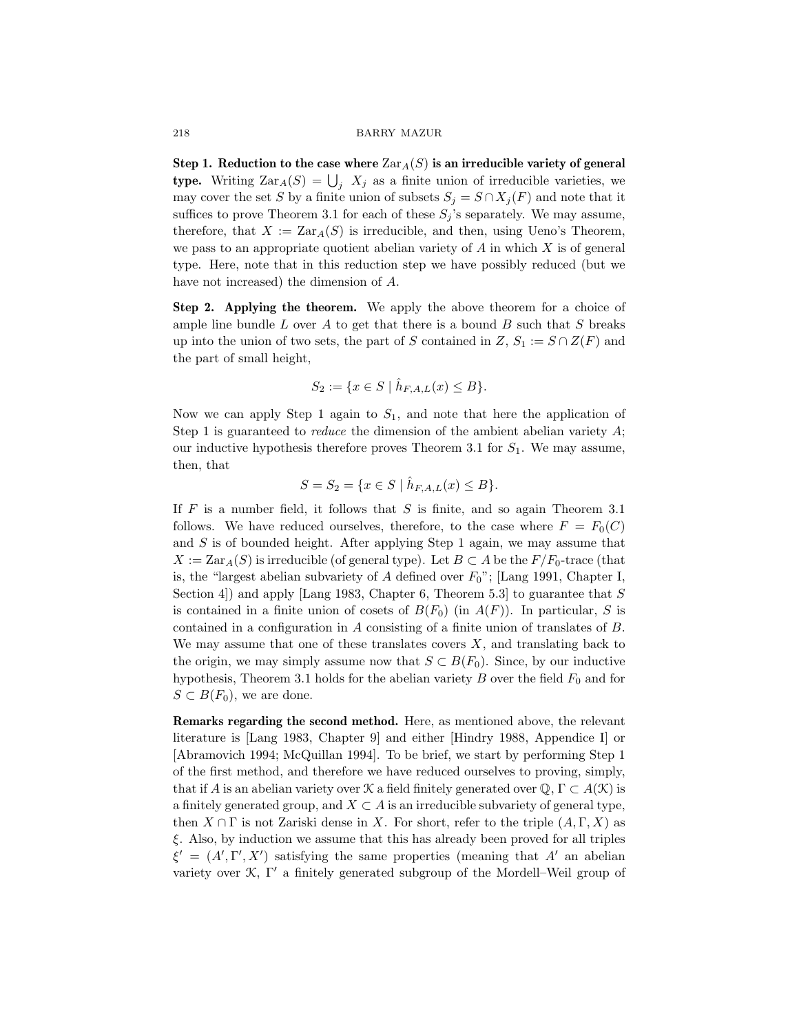**Step 1. Reduction to the case where $\mathrm{Zar}_A(S)$ is an irreducible variety of general type.** Writing $\mathrm{Zar}_A(S) = \bigcup_j X_j$ as a finite union of irreducible varieties, we may cover the set $S$ by a finite union of subsets $S_j = S \cap X_j(F)$ and note that it suffices to prove Theorem 3.1 for each of these $S_j$'s separately. We may assume, therefore, that $X := \mathrm{Zar}_A(S)$ is irreducible, and then, using Ueno's Theorem, we pass to an appropriate quotient abelian variety of $A$ in which $X$ is of general type. Here, note that in this reduction step we have possibly reduced (but we have not increased) the dimension of $A$.

**Step 2. Applying the theorem.** We apply the above theorem for a choice of ample line bundle $L$ over $A$ to get that there is a bound $B$ such that $S$ breaks up into the union of two sets, the part of $S$ contained in $Z$, $S_1 := S \cap Z(F)$ and the part of small height,

$$S_2 := \{x \in S \mid \hat{h}_{F,A,L}(x) \le B\}.$$

Now we can apply Step 1 again to $S_1$, and note that here the application of Step 1 is guaranteed to *reduce* the dimension of the ambient abelian variety $A$; our inductive hypothesis therefore proves Theorem 3.1 for $S_1$. We may assume, then, that

$$S = S_2 = \{x \in S \mid \hat{h}_{F,A,L}(x) \le B\}.$$

If $F$ is a number field, it follows that $S$ is finite, and so again Theorem 3.1 follows. We have reduced ourselves, therefore, to the case where $F = F_0(C)$ and $S$ is of bounded height. After applying Step 1 again, we may assume that $X := \mathrm{Zar}_A(S)$ is irreducible (of general type). Let $B \subset A$ be the $F/F_0$-trace (that is, the "largest abelian subvariety of $A$ defined over $F_0$"; [Lang 1991, Chapter I, Section 4]) and apply [Lang 1983, Chapter 6, Theorem 5.3] to guarantee that $S$ is contained in a finite union of cosets of $B(F_0)$ (in $A(F)$). In particular, $S$ is contained in a configuration in $A$ consisting of a finite union of translates of $B$. We may assume that one of these translates covers $X$, and translating back to the origin, we may simply assume now that $S \subset B(F_0)$. Since, by our inductive hypothesis, Theorem 3.1 holds for the abelian variety $B$ over the field $F_0$ and for $S \subset B(F_0)$, we are done.

**Remarks regarding the second method.** Here, as mentioned above, the relevant literature is [Lang 1983, Chapter 9] and either [Hindry 1988, Appendice I] or [Abramovich 1994; McQuillan 1994]. To be brief, we start by performing Step 1 of the first method, and therefore we have reduced ourselves to proving, simply, that if $A$ is an abelian variety over $\mathcal{K}$ a field finitely generated over $\mathbb{Q}$, $\Gamma \subset A(\mathcal{K})$ is a finitely generated group, and $X \subset A$ is an irreducible subvariety of general type, then $X \cap \Gamma$ is not Zariski dense in $X$. For short, refer to the triple $(A, \Gamma, X)$ as $\xi$. Also, by induction we assume that this has already been proved for all triples $\xi' = (A', \Gamma', X')$ satisfying the same properties (meaning that $A'$ an abelian variety over $\mathcal{K}$, $\Gamma'$ a finitely generated subgroup of the Mordell–Weil group of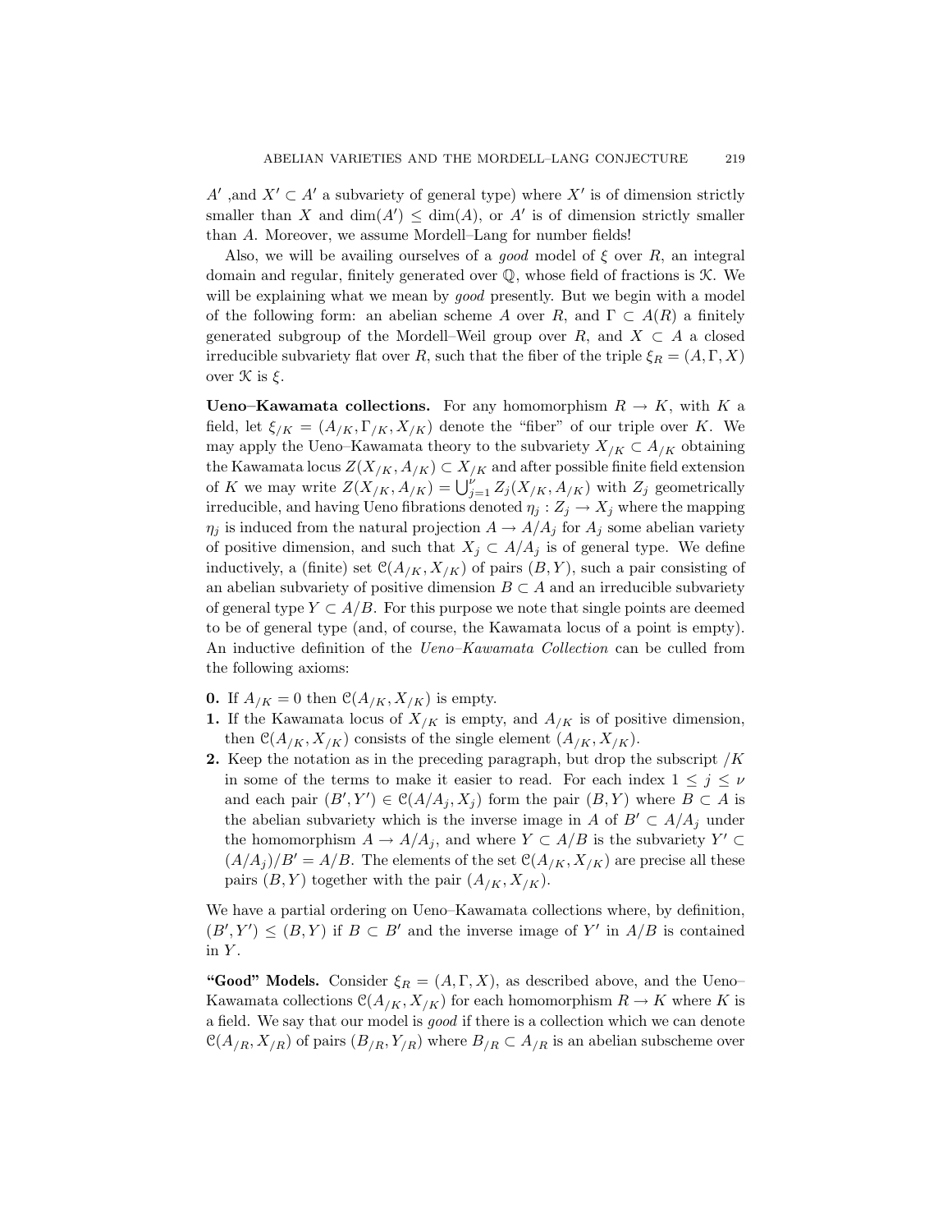$A'$ ,and $X' \subset A'$ a subvariety of general type) where $X'$ is of dimension strictly smaller than $X$ and $\dim(A') \le \dim(A)$, or $A'$ is of dimension strictly smaller than $A$. Moreover, we assume Mordell–Lang for number fields!

Also, we will be availing ourselves of a *good* model of $\xi$ over $R$, an integral domain and regular, finitely generated over $\mathbb{Q}$, whose field of fractions is $\mathcal{K}$. We will be explaining what we mean by *good* presently. But we begin with a model of the following form: an abelian scheme $A$ over $R$, and $\Gamma \subset A(R)$ a finitely generated subgroup of the Mordell–Weil group over $R$, and $X \subset A$ a closed irreducible subvariety flat over $R$, such that the fiber of the triple $\xi_R = (A, \Gamma, X)$ over $\mathcal{K}$ is $\xi$.

**Ueno–Kawamata collections.** For any homomorphism $R \to K$, with $K$ a field, let $\xi_{/K} = (A_{/K}, \Gamma_{/K}, X_{/K})$ denote the "fiber" of our triple over $K$. We may apply the Ueno–Kawamata theory to the subvariety $X_{/K} \subset A_{/K}$ obtaining the Kawamata locus $Z(X_{/K}, A_{/K}) \subset X_{/K}$ and after possible finite field extension of $K$ we may write $Z(X_{/K}, A_{/K}) = \bigcup_{j=1}^{\nu} Z_j(X_{/K}, A_{/K})$ with $Z_j$ geometrically irreducible, and having Ueno fibrations denoted $\eta_j : Z_j \to X_j$ where the mapping $\eta_j$ is induced from the natural projection $A \to A/A_j$ for $A_j$ some abelian variety of positive dimension, and such that $X_j \subset A/A_j$ is of general type. We define inductively, a (finite) set $\mathcal{C}(A_{/K}, X_{/K})$ of pairs $(B, Y)$, such a pair consisting of an abelian subvariety of positive dimension $B \subset A$ and an irreducible subvariety of general type $Y \subset A/B$. For this purpose we note that single points are deemed to be of general type (and, of course, the Kawamata locus of a point is empty). An inductive definition of the *Ueno–Kawamata Collection* can be culled from the following axioms:

**0.** If $A_{/K} = 0$ then $\mathcal{C}(A_{/K}, X_{/K})$ is empty.

**1.** If the Kawamata locus of $X_{/K}$ is empty, and $A_{/K}$ is of positive dimension, then $\mathcal{C}(A_{/K}, X_{/K})$ consists of the single element $(A_{/K}, X_{/K})$.

**2.** Keep the notation as in the preceding paragraph, but drop the subscript $/K$ in some of the terms to make it easier to read. For each index $1 \le j \le \nu$ and each pair $(B', Y') \in \mathcal{C}(A/A_j, X_j)$ form the pair $(B, Y)$ where $B \subset A$ is the abelian subvariety which is the inverse image in $A$ of $B' \subset A/A_j$ under the homomorphism $A \to A/A_j$, and where $Y \subset A/B$ is the subvariety $Y' \subset (A/A_j)/B' = A/B$. The elements of the set $\mathcal{C}(A_{/K}, X_{/K})$ are precise all these pairs $(B, Y)$ together with the pair $(A_{/K}, X_{/K})$.

We have a partial ordering on Ueno–Kawamata collections where, by definition, $(B', Y') \le (B, Y)$ if $B \subset B'$ and the inverse image of $Y'$ in $A/B$ is contained in $Y$.

**"Good" Models.** Consider $\xi_R = (A, \Gamma, X)$, as described above, and the Ueno–Kawamata collections $\mathcal{C}(A_{/K}, X_{/K})$ for each homomorphism $R \to K$ where $K$ is a field. We say that our model is *good* if there is a collection which we can denote $\mathcal{C}(A_{/R}, X_{/R})$ of pairs $(B_{/R}, Y_{/R})$ where $B_{/R} \subset A_{/R}$ is an abelian subscheme over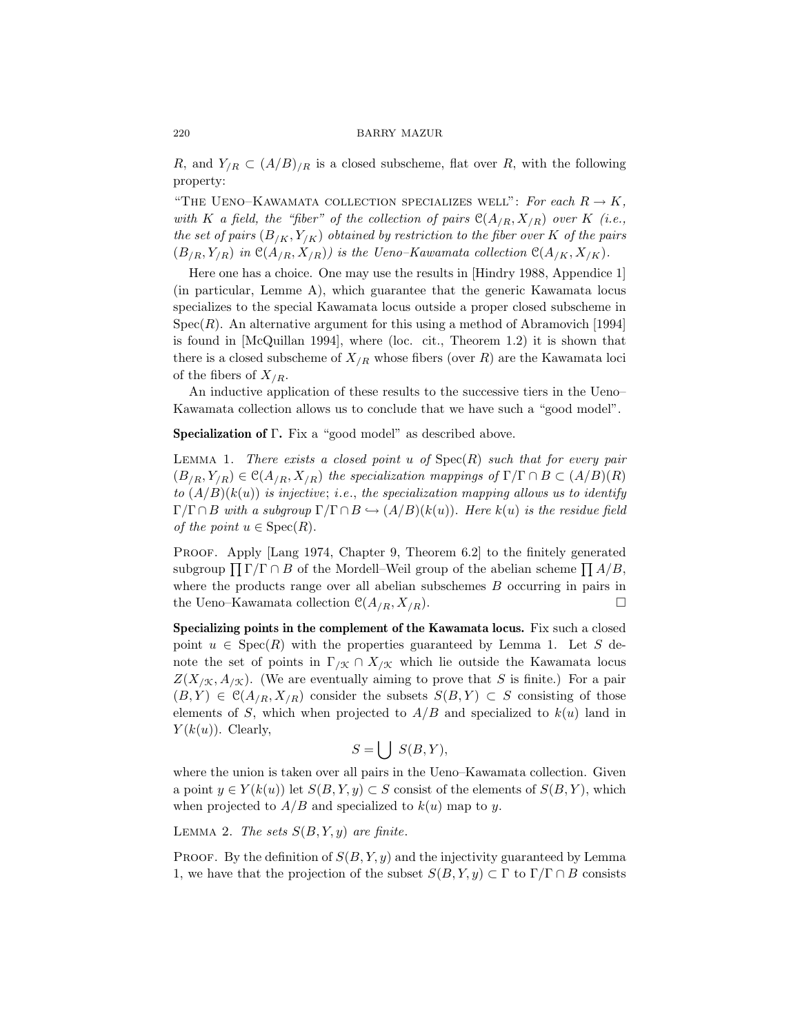$R$, and $Y_{/R} \subset (A/B)_{/R}$ is a closed subscheme, flat over $R$, with the following property:

"The Ueno–Kawamata collection specializes well": *For each $R \to K$, with $K$ a field, the "fiber" of the collection of pairs $\mathcal{C}(A_{/R}, X_{/R})$ over $K$ (i.e., the set of pairs $(B_{/K}, Y_{/K})$ obtained by restriction to the fiber over $K$ of the pairs $(B_{/R}, Y_{/R})$ in $\mathcal{C}(A_{/R}, X_{/R})$) is the Ueno–Kawamata collection $\mathcal{C}(A_{/K}, X_{/K})$.*

Here one has a choice. One may use the results in [Hindry 1988, Appendice 1] (in particular, Lemme A), which guarantee that the generic Kawamata locus specializes to the special Kawamata locus outside a proper closed subscheme in $\text{Spec}(R)$. An alternative argument for this using a method of Abramovich [1994] is found in [McQuillan 1994], where (loc. cit., Theorem 1.2) it is shown that there is a closed subscheme of $X_{/R}$ whose fibers (over $R$) are the Kawamata loci of the fibers of $X_{/R}$.

An inductive application of these results to the successive tiers in the Ueno–Kawamata collection allows us to conclude that we have such a "good model".

**Specialization of $\Gamma$.** Fix a "good model" as described above.

Lemma 1. *There exists a closed point $u$ of $\text{Spec}(R)$ such that for every pair $(B_{/R}, Y_{/R}) \in \mathcal{C}(A_{/R}, X_{/R})$ the specialization mappings of $\Gamma/\Gamma \cap B \subset (A/B)(R)$ to $(A/B)(k(u))$ is injective*; *i.e.*, *the specialization mapping allows us to identify $\Gamma/\Gamma \cap B$ with a subgroup $\Gamma/\Gamma \cap B \hookrightarrow (A/B)(k(u))$. Here $k(u)$ is the residue field of the point $u \in \text{Spec}(R)$.*

Proof. Apply [Lang 1974, Chapter 9, Theorem 6.2] to the finitely generated subgroup $\prod \Gamma/\Gamma \cap B$ of the Mordell–Weil group of the abelian scheme $\prod A/B$, where the products range over all abelian subschemes $B$ occurring in pairs in the Ueno–Kawamata collection $\mathcal{C}(A_{/R}, X_{/R})$. □

**Specializing points in the complement of the Kawamata locus.** Fix such a closed point $u \in \text{Spec}(R)$ with the properties guaranteed by Lemma 1. Let $S$ denote the set of points in $\Gamma_{/\mathcal{K}} \cap X_{/\mathcal{K}}$ which lie outside the Kawamata locus $Z(X_{/\mathcal{K}}, A_{/\mathcal{K}})$. (We are eventually aiming to prove that $S$ is finite.) For a pair $(B, Y) \in \mathcal{C}(A_{/R}, X_{/R})$ consider the subsets $S(B, Y) \subset S$ consisting of those elements of $S$, which when projected to $A/B$ and specialized to $k(u)$ land in $Y(k(u))$. Clearly,

$$S = \bigcup S(B, Y),$$

where the union is taken over all pairs in the Ueno–Kawamata collection. Given a point $y \in Y(k(u))$ let $S(B, Y, y) \subset S$ consist of the elements of $S(B, Y)$, which when projected to $A/B$ and specialized to $k(u)$ map to $y$.

Lemma 2. *The sets $S(B, Y, y)$ are finite.*

Proof. By the definition of $S(B, Y, y)$ and the injectivity guaranteed by Lemma 1, we have that the projection of the subset $S(B, Y, y) \subset \Gamma$ to $\Gamma/\Gamma \cap B$ consists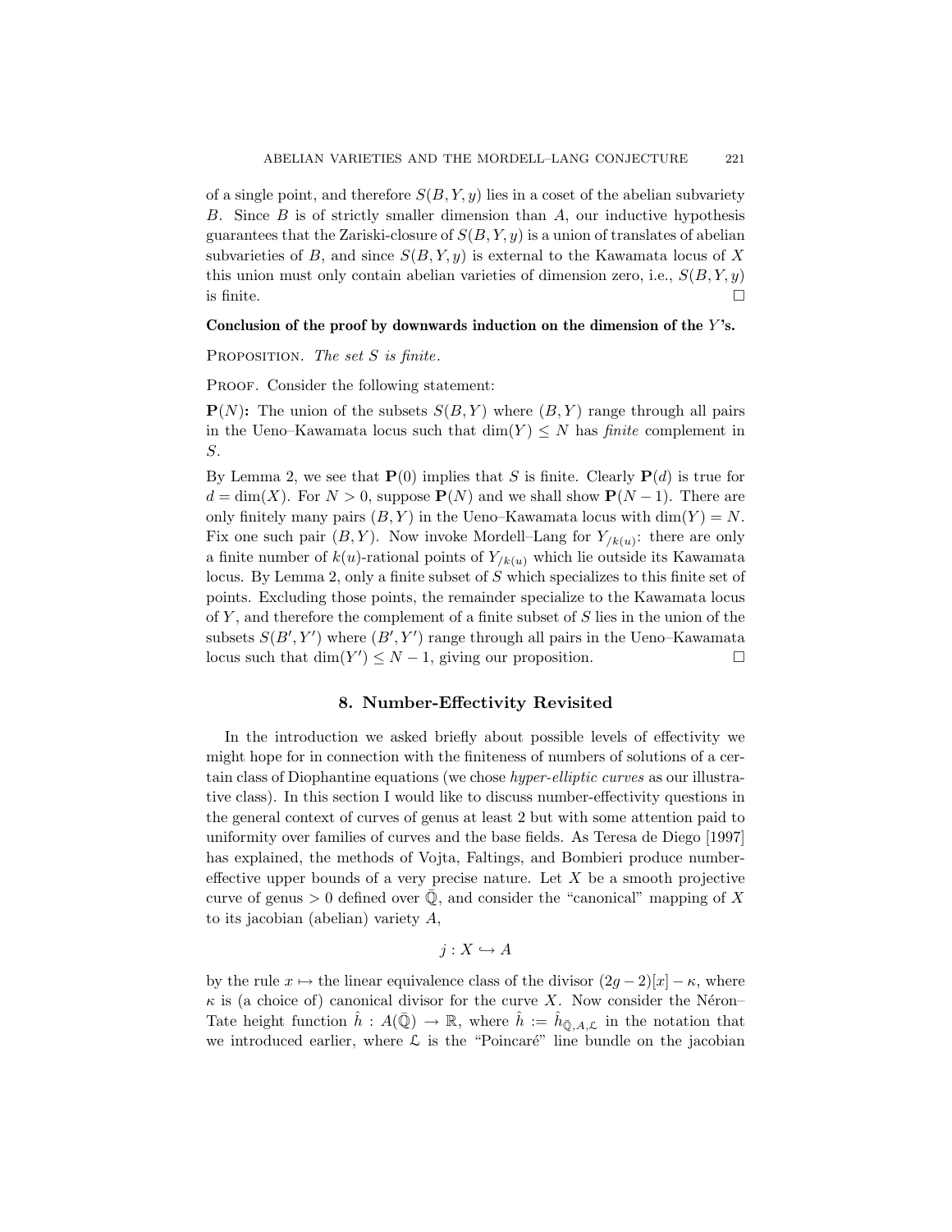of a single point, and therefore $S(B,Y,y)$ lies in a coset of the abelian subvariety $B$. Since $B$ is of strictly smaller dimension than $A$, our inductive hypothesis guarantees that the Zariski-closure of $S(B,Y,y)$ is a union of translates of abelian subvarieties of $B$, and since $S(B,Y,y)$ is external to the Kawamata locus of $X$ this union must only contain abelian varieties of dimension zero, i.e., $S(B,Y,y)$ is finite. $\square$

**Conclusion of the proof by downwards induction on the dimension of the $Y$'s.**

Proposition. *The set $S$ is finite.*

Proof. Consider the following statement:

$\mathbf{P}(N)$**:** The union of the subsets $S(B,Y)$ where $(B,Y)$ range through all pairs in the Ueno–Kawamata locus such that $\dim(Y) \leq N$ has *finite* complement in $S$.

By Lemma 2, we see that $\mathbf{P}(0)$ implies that $S$ is finite. Clearly $\mathbf{P}(d)$ is true for $d = \dim(X)$. For $N > 0$, suppose $\mathbf{P}(N)$ and we shall show $\mathbf{P}(N-1)$. There are only finitely many pairs $(B,Y)$ in the Ueno–Kawamata locus with $\dim(Y) = N$. Fix one such pair $(B,Y)$. Now invoke Mordell–Lang for $Y_{/k(u)}$: there are only a finite number of $k(u)$-rational points of $Y_{/k(u)}$ which lie outside its Kawamata locus. By Lemma 2, only a finite subset of $S$ which specializes to this finite set of points. Excluding those points, the remainder specialize to the Kawamata locus of $Y$, and therefore the complement of a finite subset of $S$ lies in the union of the subsets $S(B',Y')$ where $(B',Y')$ range through all pairs in the Ueno–Kawamata locus such that $\dim(Y') \leq N-1$, giving our proposition. $\square$

## 8. Number-Effectivity Revisited

In the introduction we asked briefly about possible levels of effectivity we might hope for in connection with the finiteness of numbers of solutions of a certain class of Diophantine equations (we chose *hyper-elliptic curves* as our illustrative class). In this section I would like to discuss number-effectivity questions in the general context of curves of genus at least 2 but with some attention paid to uniformity over families of curves and the base fields. As Teresa de Diego [1997] has explained, the methods of Vojta, Faltings, and Bombieri produce number-effective upper bounds of a very precise nature. Let $X$ be a smooth projective curve of genus $> 0$ defined over $\bar{\mathbb{Q}}$, and consider the "canonical" mapping of $X$ to its jacobian (abelian) variety $A$,

$$j : X \hookrightarrow A$$

by the rule $x \mapsto$ the linear equivalence class of the divisor $(2g-2)[x] - \kappa$, where $\kappa$ is (a choice of) canonical divisor for the curve $X$. Now consider the Néron–Tate height function $\hat{h} : A(\bar{\mathbb{Q}}) \to \mathbb{R}$, where $\hat{h} := \hat{h}_{\bar{\mathbb{Q}},A,\mathcal{L}}$ in the notation that we introduced earlier, where $\mathcal{L}$ is the "Poincaré" line bundle on the jacobian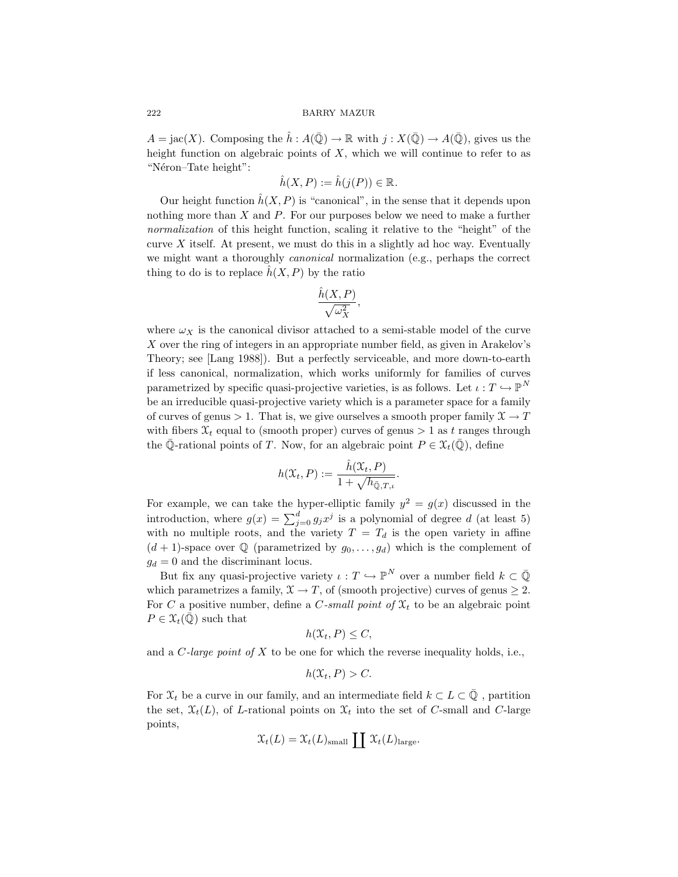$A = \mathrm{jac}(X)$. Composing the $\hat{h} : A(\bar{\mathbb{Q}}) \to \mathbb{R}$ with $j : X(\bar{\mathbb{Q}}) \to A(\bar{\mathbb{Q}})$, gives us the height function on algebraic points of $X$, which we will continue to refer to as "Néron–Tate height":

$$\hat{h}(X, P) := \hat{h}(j(P)) \in \mathbb{R}.$$

Our height function $\hat{h}(X, P)$ is "canonical", in the sense that it depends upon nothing more than $X$ and $P$. For our purposes below we need to make a further *normalization* of this height function, scaling it relative to the "height" of the curve $X$ itself. At present, we must do this in a slightly ad hoc way. Eventually we might want a thoroughly *canonical* normalization (e.g., perhaps the correct thing to do is to replace $\hat{h}(X, P)$ by the ratio

$$\frac{\hat{h}(X, P)}{\sqrt{\omega_X^2}},$$

where $\omega_X$ is the canonical divisor attached to a semi-stable model of the curve $X$ over the ring of integers in an appropriate number field, as given in Arakelov's Theory; see [Lang 1988]). But a perfectly serviceable, and more down-to-earth if less canonical, normalization, which works uniformly for families of curves parametrized by specific quasi-projective varieties, is as follows. Let $\iota : T \hookrightarrow \mathbb{P}^N$ be an irreducible quasi-projective variety which is a parameter space for a family of curves of genus $> 1$. That is, we give ourselves a smooth proper family $\mathcal{X} \to T$ with fibers $\mathcal{X}_t$ equal to (smooth proper) curves of genus $> 1$ as $t$ ranges through the $\bar{\mathbb{Q}}$-rational points of $T$. Now, for an algebraic point $P \in \mathcal{X}_t(\bar{\mathbb{Q}})$, define

$$h(\mathcal{X}_t, P) := \frac{\hat{h}(\mathcal{X}_t, P)}{1 + \sqrt{h_{\bar{\mathbb{Q}},T,\iota}}}.$$

For example, we can take the hyper-elliptic family $y^2 = g(x)$ discussed in the introduction, where $g(x) = \sum_{j=0}^{d} g_j x^j$ is a polynomial of degree $d$ (at least 5) with no multiple roots, and the variety $T = T_d$ is the open variety in affine $(d+1)$-space over $\mathbb{Q}$ (parametrized by $g_0, \ldots, g_d$) which is the complement of $g_d = 0$ and the discriminant locus.

But fix any quasi-projective variety $\iota : T \hookrightarrow \mathbb{P}^N$ over a number field $k \subset \bar{\mathbb{Q}}$ which parametrizes a family, $\mathcal{X} \to T$, of (smooth projective) curves of genus $\geq 2$. For $C$ a positive number, define a *$C$-small point of* $\mathcal{X}_t$ to be an algebraic point $P \in \mathcal{X}_t(\bar{\mathbb{Q}})$ such that

$$h(\mathcal{X}_t, P) \leq C,$$

and a *$C$-large point of* $X$ to be one for which the reverse inequality holds, i.e.,

$$h(\mathcal{X}_t, P) > C.$$

For $\mathcal{X}_t$ be a curve in our family, and an intermediate field $k \subset L \subset \bar{\mathbb{Q}}$ , partition the set, $\mathcal{X}_t(L)$, of $L$-rational points on $\mathcal{X}_t$ into the set of $C$-small and $C$-large points,

$$\mathcal{X}_t(L) = \mathcal{X}_t(L)_{\mathrm{small}} \coprod \mathcal{X}_t(L)_{\mathrm{large}}.$$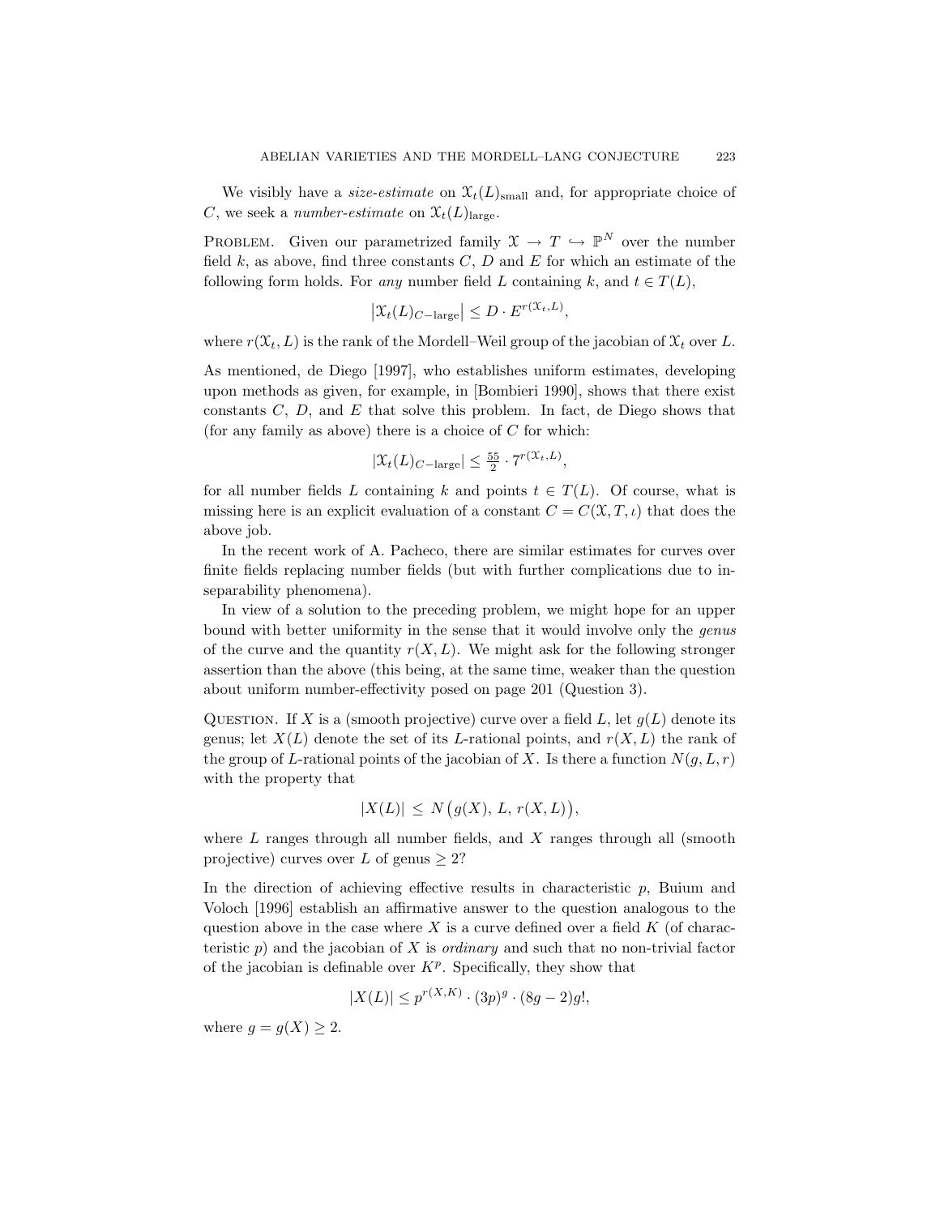We visibly have a *size-estimate* on $\mathfrak{X}_t(L)_{\text{small}}$ and, for appropriate choice of $C$, we seek a *number-estimate* on $\mathfrak{X}_t(L)_{\text{large}}$.

PROBLEM. Given our parametrized family $\mathfrak{X} \to T \hookrightarrow \mathbb{P}^N$ over the number field $k$, as above, find three constants $C$, $D$ and $E$ for which an estimate of the following form holds. For *any* number field $L$ containing $k$, and $t \in T(L)$,

$$\left|\mathfrak{X}_t(L)_{C-\text{large}}\right| \leq D \cdot E^{r(\mathfrak{X}_t, L)},$$

where $r(\mathfrak{X}_t, L)$ is the rank of the Mordell–Weil group of the jacobian of $\mathfrak{X}_t$ over $L$.

As mentioned, de Diego [1997], who establishes uniform estimates, developing upon methods as given, for example, in [Bombieri 1990], shows that there exist constants $C$, $D$, and $E$ that solve this problem. In fact, de Diego shows that (for any family as above) there is a choice of $C$ for which:

$$|\mathfrak{X}_t(L)_{C-\text{large}}| \leq \tfrac{55}{2} \cdot 7^{r(\mathfrak{X}_t, L)},$$

for all number fields $L$ containing $k$ and points $t \in T(L)$. Of course, what is missing here is an explicit evaluation of a constant $C = C(\mathfrak{X}, T, \iota)$ that does the above job.

In the recent work of A. Pacheco, there are similar estimates for curves over finite fields replacing number fields (but with further complications due to inseparability phenomena).

In view of a solution to the preceding problem, we might hope for an upper bound with better uniformity in the sense that it would involve only the *genus* of the curve and the quantity $r(X, L)$. We might ask for the following stronger assertion than the above (this being, at the same time, weaker than the question about uniform number-effectivity posed on page 201 (Question 3).

QUESTION. If $X$ is a (smooth projective) curve over a field $L$, let $g(L)$ denote its genus; let $X(L)$ denote the set of its $L$-rational points, and $r(X, L)$ the rank of the group of $L$-rational points of the jacobian of $X$. Is there a function $N(g, L, r)$ with the property that

$$|X(L)| \leq N\big(g(X),\, L,\, r(X, L)\big),$$

where $L$ ranges through all number fields, and $X$ ranges through all (smooth projective) curves over $L$ of genus $\geq 2$?

In the direction of achieving effective results in characteristic $p$, Buium and Voloch [1996] establish an affirmative answer to the question analogous to the question above in the case where $X$ is a curve defined over a field $K$ (of characteristic $p$) and the jacobian of $X$ is *ordinary* and such that no non-trivial factor of the jacobian is definable over $K^p$. Specifically, they show that

$$|X(L)| \leq p^{r(X,K)} \cdot (3p)^g \cdot (8g - 2)g!,$$

where $g = g(X) \geq 2$.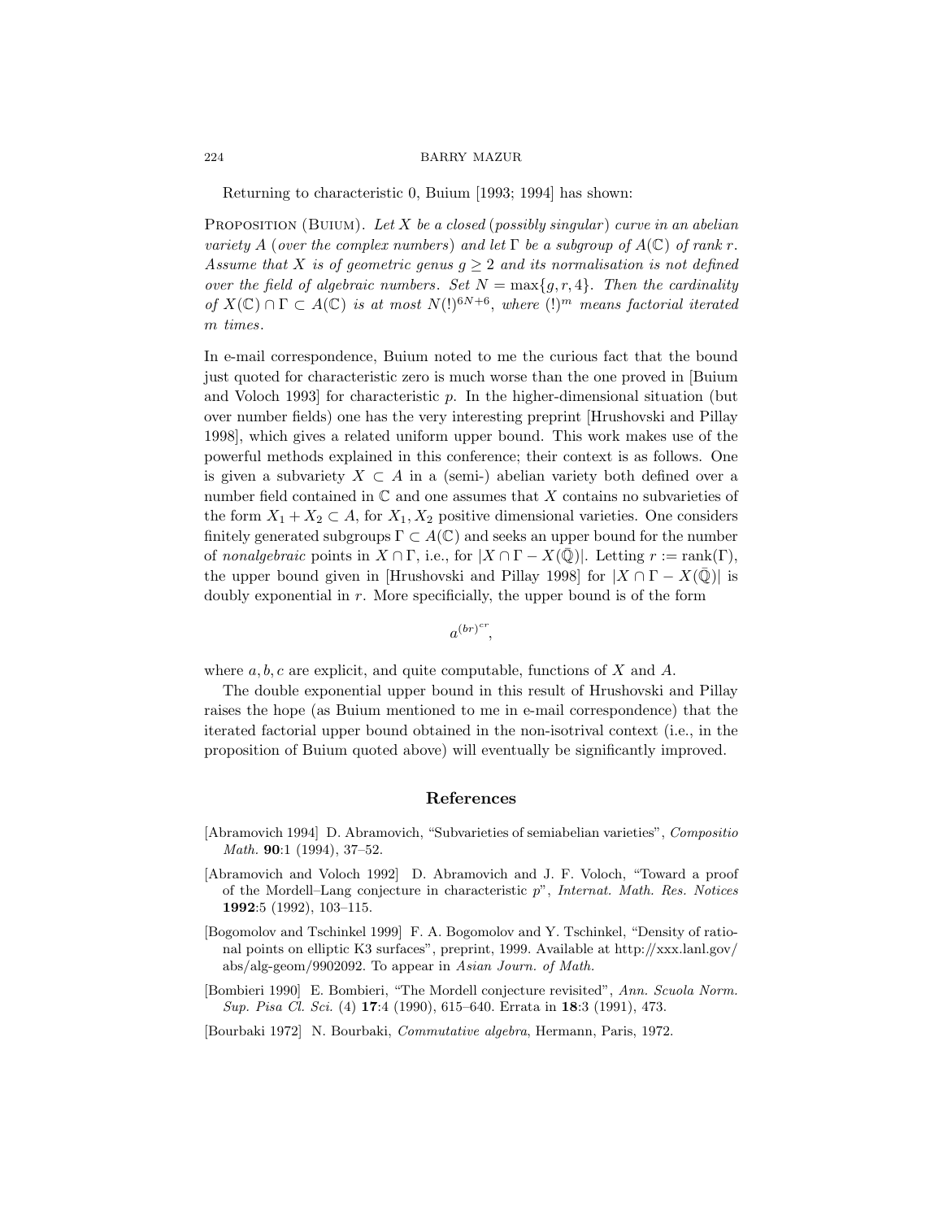Returning to characteristic 0, Buium [1993; 1994] has shown:

PROPOSITION (BUIUM). *Let $X$ be a closed (possibly singular) curve in an abelian variety $A$ (over the complex numbers) and let $\Gamma$ be a subgroup of $A(\mathbb{C})$ of rank $r$. Assume that $X$ is of geometric genus $g \geq 2$ and its normalisation is not defined over the field of algebraic numbers. Set $N = \max\{g, r, 4\}$. Then the cardinality of $X(\mathbb{C}) \cap \Gamma \subset A(\mathbb{C})$ is at most $N(!)^{6N+6}$, where $(!)^m$ means factorial iterated $m$ times.*

In e-mail correspondence, Buium noted to me the curious fact that the bound just quoted for characteristic zero is much worse than the one proved in [Buium and Voloch 1993] for characteristic $p$. In the higher-dimensional situation (but over number fields) one has the very interesting preprint [Hrushovski and Pillay 1998], which gives a related uniform upper bound. This work makes use of the powerful methods explained in this conference; their context is as follows. One is given a subvariety $X \subset A$ in a (semi-) abelian variety both defined over a number field contained in $\mathbb{C}$ and one assumes that $X$ contains no subvarieties of the form $X_1 + X_2 \subset A$, for $X_1, X_2$ positive dimensional varieties. One considers finitely generated subgroups $\Gamma \subset A(\mathbb{C})$ and seeks an upper bound for the number of *nonalgebraic* points in $X \cap \Gamma$, i.e., for $|X \cap \Gamma - X(\bar{\mathbb{Q}})|$. Letting $r := \operatorname{rank}(\Gamma)$, the upper bound given in [Hrushovski and Pillay 1998] for $|X \cap \Gamma - X(\bar{\mathbb{Q}})|$ is doubly exponential in $r$. More specificially, the upper bound is of the form

$$a^{(br)^{cr}},$$

where $a, b, c$ are explicit, and quite computable, functions of $X$ and $A$.

The double exponential upper bound in this result of Hrushovski and Pillay raises the hope (as Buium mentioned to me in e-mail correspondence) that the iterated factorial upper bound obtained in the non-isotrival context (i.e., in the proposition of Buium quoted above) will eventually be significantly improved.

## References

[Abramovich 1994] D. Abramovich, "Subvarieties of semiabelian varieties", *Compositio Math.* **90**:1 (1994), 37–52.

[Abramovich and Voloch 1992] D. Abramovich and J. F. Voloch, "Toward a proof of the Mordell–Lang conjecture in characteristic $p$", *Internat. Math. Res. Notices* **1992**:5 (1992), 103–115.

[Bogomolov and Tschinkel 1999] F. A. Bogomolov and Y. Tschinkel, "Density of rational points on elliptic K3 surfaces", preprint, 1999. Available at http://xxx.lanl.gov/abs/alg-geom/9902092. To appear in *Asian Journ. of Math.*

[Bombieri 1990] E. Bombieri, "The Mordell conjecture revisited", *Ann. Scuola Norm. Sup. Pisa Cl. Sci.* (4) **17**:4 (1990), 615–640. Errata in **18**:3 (1991), 473.

[Bourbaki 1972] N. Bourbaki, *Commutative algebra*, Hermann, Paris, 1972.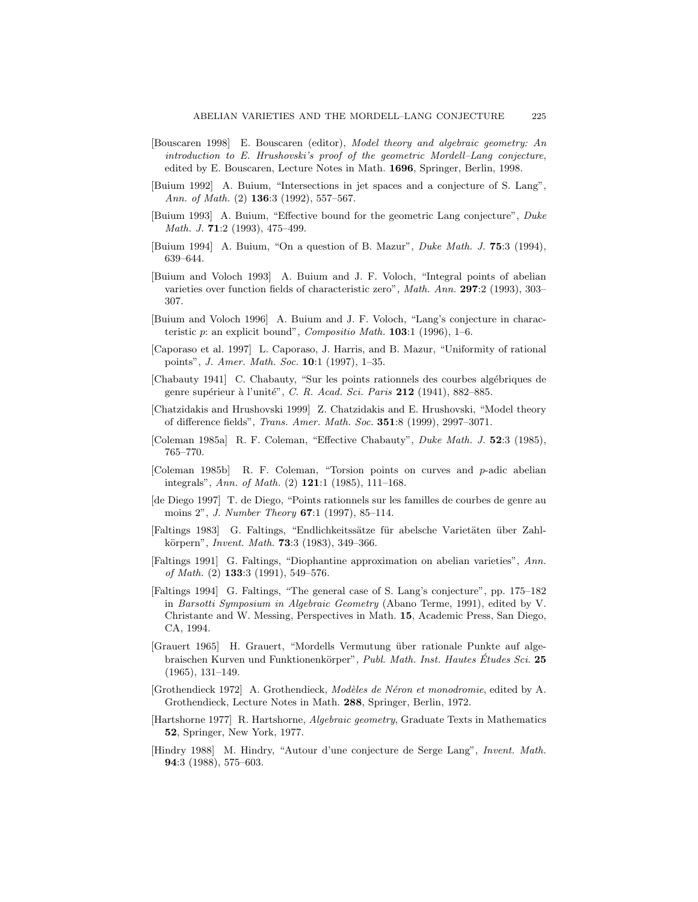[Bouscaren 1998] E. Bouscaren (editor), *Model theory and algebraic geometry: An introduction to E. Hrushovski's proof of the geometric Mordell–Lang conjecture*, edited by E. Bouscaren, Lecture Notes in Math. **1696**, Springer, Berlin, 1998.

[Buium 1992] A. Buium, "Intersections in jet spaces and a conjecture of S. Lang", *Ann. of Math.* (2) **136**:3 (1992), 557–567.

[Buium 1993] A. Buium, "Effective bound for the geometric Lang conjecture", *Duke Math. J.* **71**:2 (1993), 475–499.

[Buium 1994] A. Buium, "On a question of B. Mazur", *Duke Math. J.* **75**:3 (1994), 639–644.

[Buium and Voloch 1993] A. Buium and J. F. Voloch, "Integral points of abelian varieties over function fields of characteristic zero", *Math. Ann.* **297**:2 (1993), 303–307.

[Buium and Voloch 1996] A. Buium and J. F. Voloch, "Lang's conjecture in characteristic $p$: an explicit bound", *Compositio Math.* **103**:1 (1996), 1–6.

[Caporaso et al. 1997] L. Caporaso, J. Harris, and B. Mazur, "Uniformity of rational points", *J. Amer. Math. Soc.* **10**:1 (1997), 1–35.

[Chabauty 1941] C. Chabauty, "Sur les points rationnels des courbes algébriques de genre supérieur à l'unité", *C. R. Acad. Sci. Paris* **212** (1941), 882–885.

[Chatzidakis and Hrushovski 1999] Z. Chatzidakis and E. Hrushovski, "Model theory of difference fields", *Trans. Amer. Math. Soc.* **351**:8 (1999), 2997–3071.

[Coleman 1985a] R. F. Coleman, "Effective Chabauty", *Duke Math. J.* **52**:3 (1985), 765–770.

[Coleman 1985b] R. F. Coleman, "Torsion points on curves and $p$-adic abelian integrals", *Ann. of Math.* (2) **121**:1 (1985), 111–168.

[de Diego 1997] T. de Diego, "Points rationnels sur les familles de courbes de genre au moins 2", *J. Number Theory* **67**:1 (1997), 85–114.

[Faltings 1983] G. Faltings, "Endlichkeitssätze für abelsche Varietäten über Zahlkörpern", *Invent. Math.* **73**:3 (1983), 349–366.

[Faltings 1991] G. Faltings, "Diophantine approximation on abelian varieties", *Ann. of Math.* (2) **133**:3 (1991), 549–576.

[Faltings 1994] G. Faltings, "The general case of S. Lang's conjecture", pp. 175–182 in *Barsotti Symposium in Algebraic Geometry* (Abano Terme, 1991), edited by V. Christante and W. Messing, Perspectives in Math. **15**, Academic Press, San Diego, CA, 1994.

[Grauert 1965] H. Grauert, "Mordells Vermutung über rationale Punkte auf algebraischen Kurven und Funktionenkörper", *Publ. Math. Inst. Hautes Études Sci.* **25** (1965), 131–149.

[Grothendieck 1972] A. Grothendieck, *Modèles de Néron et monodromie*, edited by A. Grothendieck, Lecture Notes in Math. **288**, Springer, Berlin, 1972.

[Hartshorne 1977] R. Hartshorne, *Algebraic geometry*, Graduate Texts in Mathematics **52**, Springer, New York, 1977.

[Hindry 1988] M. Hindry, "Autour d'une conjecture de Serge Lang", *Invent. Math.* **94**:3 (1988), 575–603.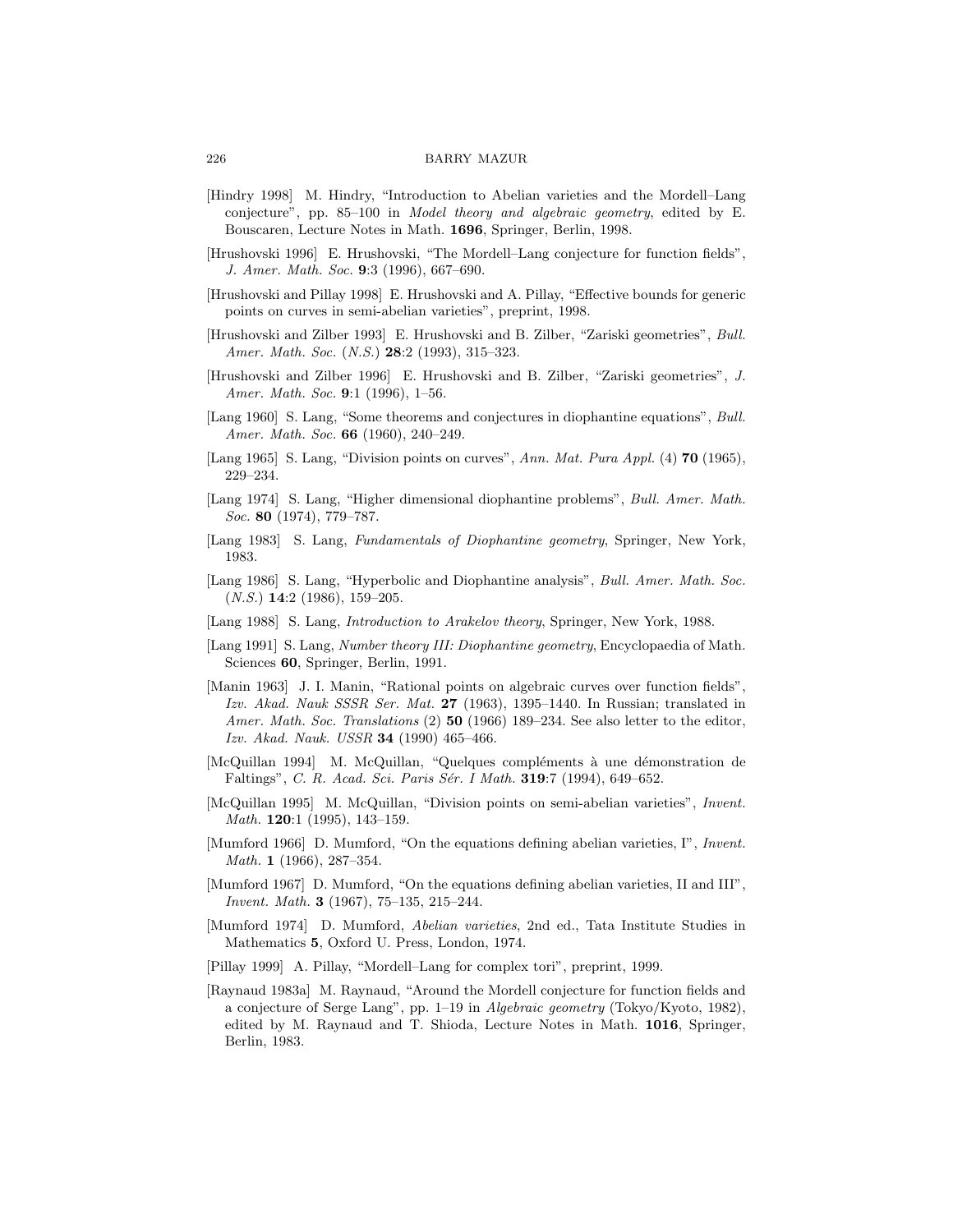[Hindry 1998] M. Hindry, "Introduction to Abelian varieties and the Mordell–Lang conjecture", pp. 85–100 in *Model theory and algebraic geometry*, edited by E. Bouscaren, Lecture Notes in Math. **1696**, Springer, Berlin, 1998.

[Hrushovski 1996] E. Hrushovski, "The Mordell–Lang conjecture for function fields", *J. Amer. Math. Soc.* **9**:3 (1996), 667–690.

[Hrushovski and Pillay 1998] E. Hrushovski and A. Pillay, "Effective bounds for generic points on curves in semi-abelian varieties", preprint, 1998.

[Hrushovski and Zilber 1993] E. Hrushovski and B. Zilber, "Zariski geometries", *Bull. Amer. Math. Soc. (N.S.)* **28**:2 (1993), 315–323.

[Hrushovski and Zilber 1996] E. Hrushovski and B. Zilber, "Zariski geometries", *J. Amer. Math. Soc.* **9**:1 (1996), 1–56.

[Lang 1960] S. Lang, "Some theorems and conjectures in diophantine equations", *Bull. Amer. Math. Soc.* **66** (1960), 240–249.

[Lang 1965] S. Lang, "Division points on curves", *Ann. Mat. Pura Appl.* (4) **70** (1965), 229–234.

[Lang 1974] S. Lang, "Higher dimensional diophantine problems", *Bull. Amer. Math. Soc.* **80** (1974), 779–787.

[Lang 1983] S. Lang, *Fundamentals of Diophantine geometry*, Springer, New York, 1983.

[Lang 1986] S. Lang, "Hyperbolic and Diophantine analysis", *Bull. Amer. Math. Soc. (N.S.)* **14**:2 (1986), 159–205.

[Lang 1988] S. Lang, *Introduction to Arakelov theory*, Springer, New York, 1988.

[Lang 1991] S. Lang, *Number theory III: Diophantine geometry*, Encyclopaedia of Math. Sciences **60**, Springer, Berlin, 1991.

[Manin 1963] J. I. Manin, "Rational points on algebraic curves over function fields", *Izv. Akad. Nauk SSSR Ser. Mat.* **27** (1963), 1395–1440. In Russian; translated in *Amer. Math. Soc. Translations* (2) **50** (1966) 189–234. See also letter to the editor, *Izv. Akad. Nauk. USSR* **34** (1990) 465–466.

[McQuillan 1994] M. McQuillan, "Quelques compléments à une démonstration de Faltings", *C. R. Acad. Sci. Paris Sér. I Math.* **319**:7 (1994), 649–652.

[McQuillan 1995] M. McQuillan, "Division points on semi-abelian varieties", *Invent. Math.* **120**:1 (1995), 143–159.

[Mumford 1966] D. Mumford, "On the equations defining abelian varieties, I", *Invent. Math.* **1** (1966), 287–354.

[Mumford 1967] D. Mumford, "On the equations defining abelian varieties, II and III", *Invent. Math.* **3** (1967), 75–135, 215–244.

[Mumford 1974] D. Mumford, *Abelian varieties*, 2nd ed., Tata Institute Studies in Mathematics **5**, Oxford U. Press, London, 1974.

[Pillay 1999] A. Pillay, "Mordell–Lang for complex tori", preprint, 1999.

[Raynaud 1983a] M. Raynaud, "Around the Mordell conjecture for function fields and a conjecture of Serge Lang", pp. 1–19 in *Algebraic geometry* (Tokyo/Kyoto, 1982), edited by M. Raynaud and T. Shioda, Lecture Notes in Math. **1016**, Springer, Berlin, 1983.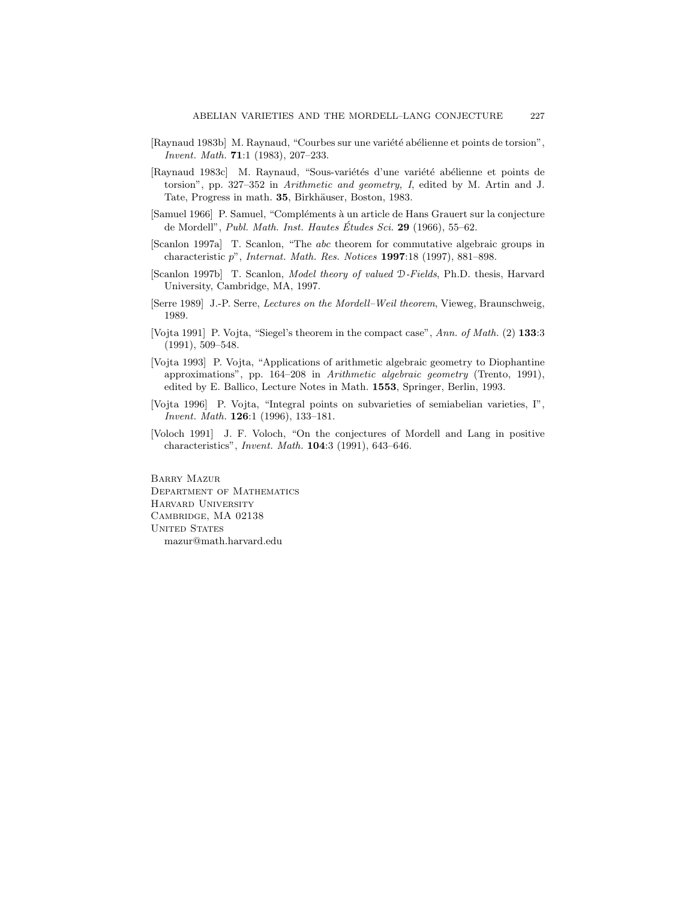[Raynaud 1983b] M. Raynaud, "Courbes sur une variété abélienne et points de torsion", *Invent. Math.* **71**:1 (1983), 207–233.

[Raynaud 1983c] M. Raynaud, "Sous-variétés d'une variété abélienne et points de torsion", pp. 327–352 in *Arithmetic and geometry, I*, edited by M. Artin and J. Tate, Progress in math. **35**, Birkhäuser, Boston, 1983.

[Samuel 1966] P. Samuel, "Compléments à un article de Hans Grauert sur la conjecture de Mordell", *Publ. Math. Inst. Hautes Études Sci.* **29** (1966), 55–62.

[Scanlon 1997a] T. Scanlon, "The *abc* theorem for commutative algebraic groups in characteristic $p$", *Internat. Math. Res. Notices* **1997**:18 (1997), 881–898.

[Scanlon 1997b] T. Scanlon, *Model theory of valued $\mathcal{D}$-Fields*, Ph.D. thesis, Harvard University, Cambridge, MA, 1997.

[Serre 1989] J.-P. Serre, *Lectures on the Mordell–Weil theorem*, Vieweg, Braunschweig, 1989.

[Vojta 1991] P. Vojta, "Siegel's theorem in the compact case", *Ann. of Math.* (2) **133**:3 (1991), 509–548.

[Vojta 1993] P. Vojta, "Applications of arithmetic algebraic geometry to Diophantine approximations", pp. 164–208 in *Arithmetic algebraic geometry* (Trento, 1991), edited by E. Ballico, Lecture Notes in Math. **1553**, Springer, Berlin, 1993.

[Vojta 1996] P. Vojta, "Integral points on subvarieties of semiabelian varieties, I", *Invent. Math.* **126**:1 (1996), 133–181.

[Voloch 1991] J. F. Voloch, "On the conjectures of Mordell and Lang in positive characteristics", *Invent. Math.* **104**:3 (1991), 643–646.

Barry Mazur
Department of Mathematics
Harvard University
Cambridge, MA 02138
United States
mazur@math.harvard.edu